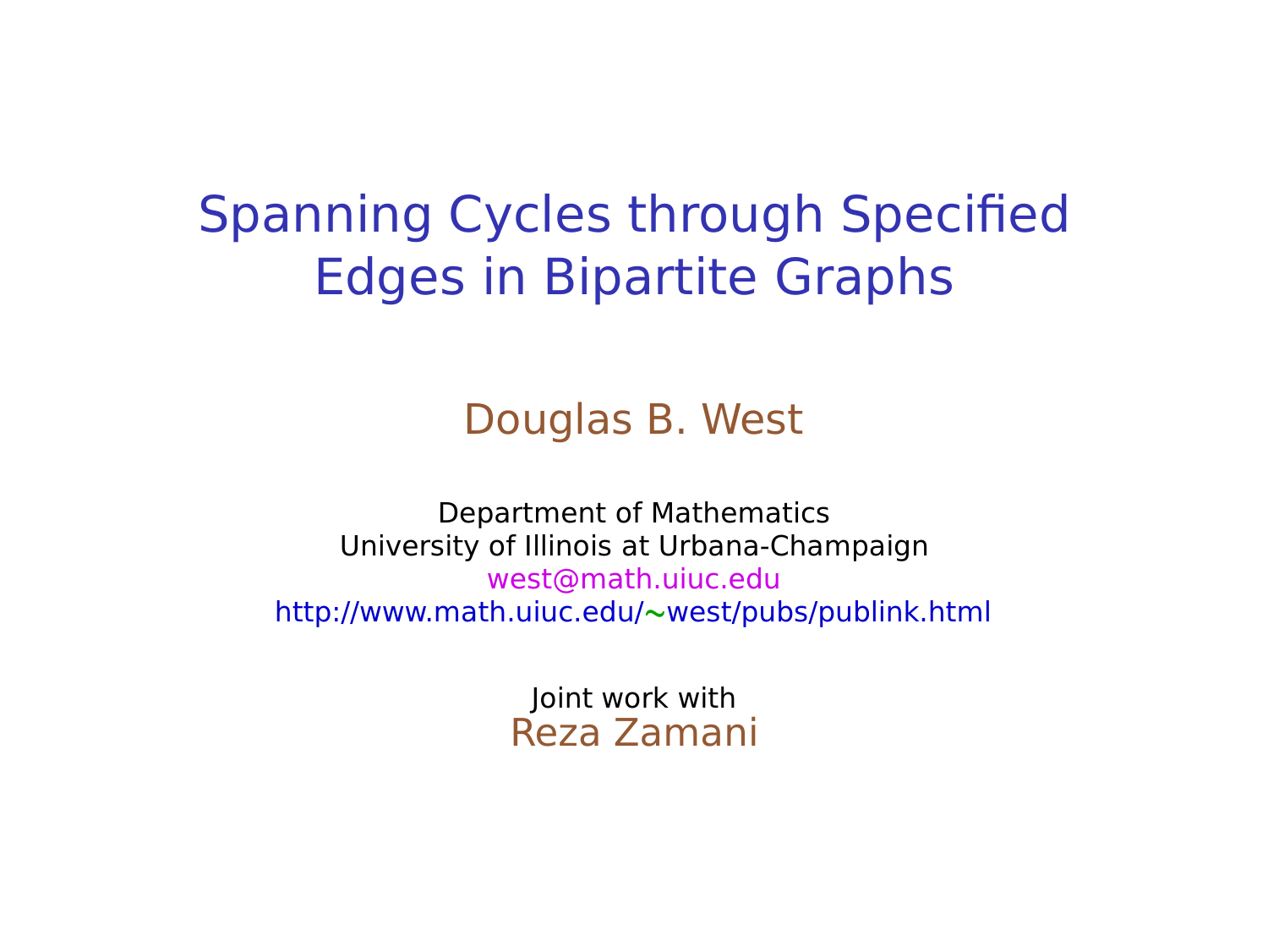# Spanning Cycles through Specified Edges in Bipartite Graphs

Douglas B. West

Department of Mathematics
University of Illinois at Urbana-Champaign
west@math.uiuc.edu
http://www.math.uiuc.edu/~west/pubs/publink.html

Joint work with
Reza Zamani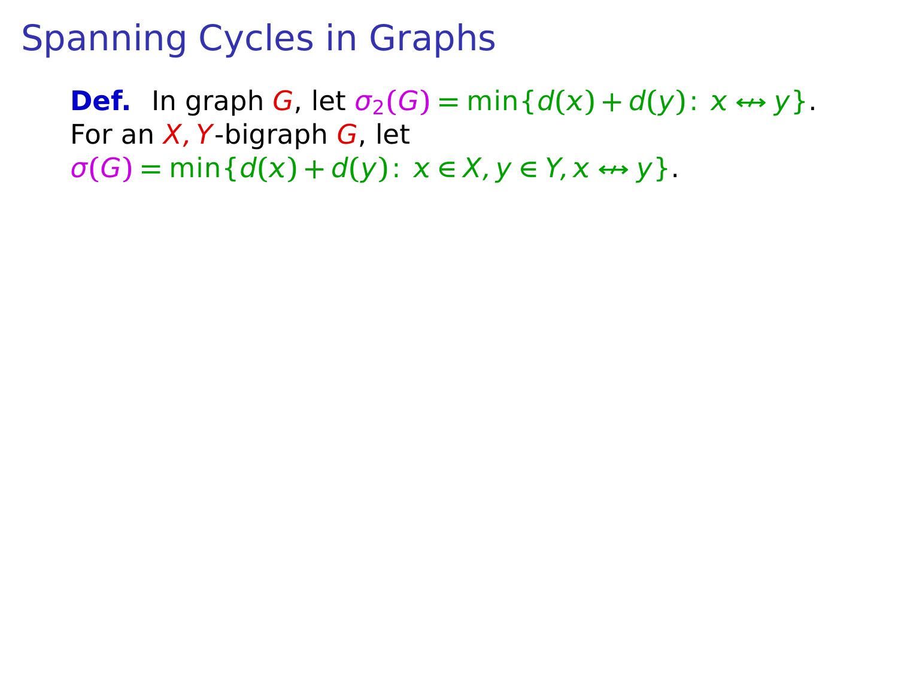# Spanning Cycles in Graphs

**Def.** In graph $G$, let $\sigma_2(G) = \min\{d(x) + d(y)\colon\ x \nleftrightarrow y\}$.
For an $X, Y$-bigraph $G$, let
$\sigma(G) = \min\{d(x) + d(y)\colon\ x \in X, y \in Y, x \nleftrightarrow y\}$.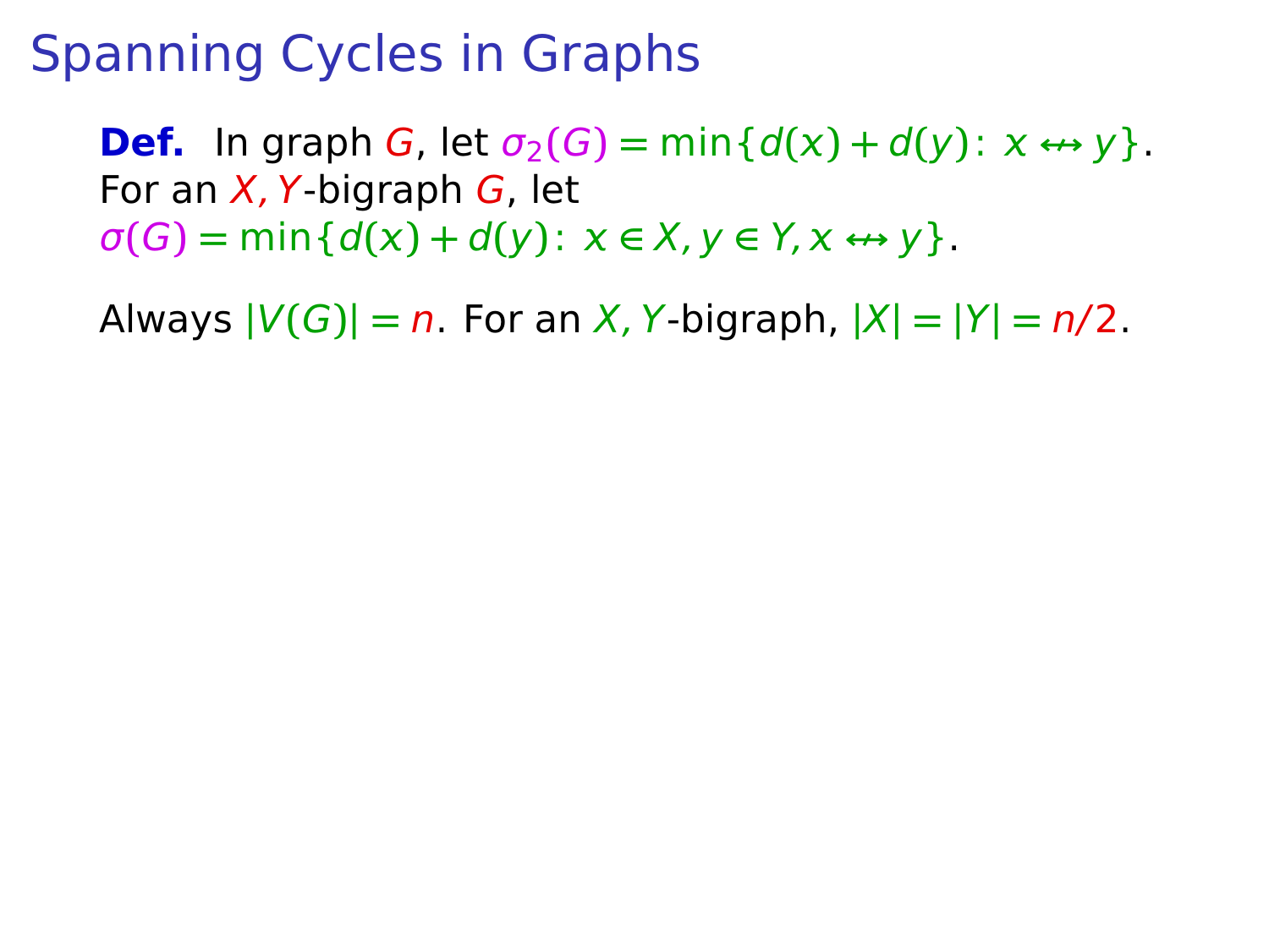# Spanning Cycles in Graphs

**Def.** In graph $G$, let $\sigma_2(G) = \min\{d(x) + d(y)\colon\ x \not\leftrightarrow y\}$.
For an $X, Y$-bigraph $G$, let
$\sigma(G) = \min\{d(x) + d(y)\colon\ x \in X, y \in Y, x \not\leftrightarrow y\}$.

Always $|V(G)| = n$. For an $X, Y$-bigraph, $|X| = |Y| = n/2$.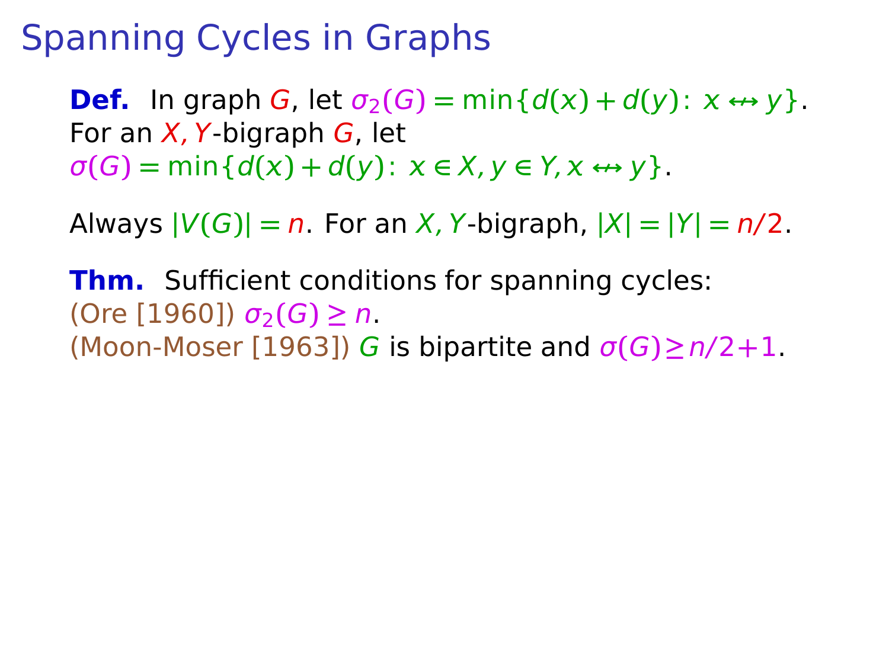# Spanning Cycles in Graphs

**Def.** In graph $G$, let $\sigma_2(G) = \min\{d(x) + d(y)\colon\ x \leftrightarrow y\}$.
For an $X,Y$-bigraph $G$, let
$\sigma(G) = \min\{d(x) + d(y)\colon\ x \in X, y \in Y, x \leftrightarrow y\}$.

Always $|V(G)| = n$. For an $X,Y$-bigraph, $|X| = |Y| = n/2$.

**Thm.** Sufficient conditions for spanning cycles:
(Ore [1960]) $\sigma_2(G) \geq n$.
(Moon-Moser [1963]) $G$ is bipartite and $\sigma(G) \geq n/2 + 1$.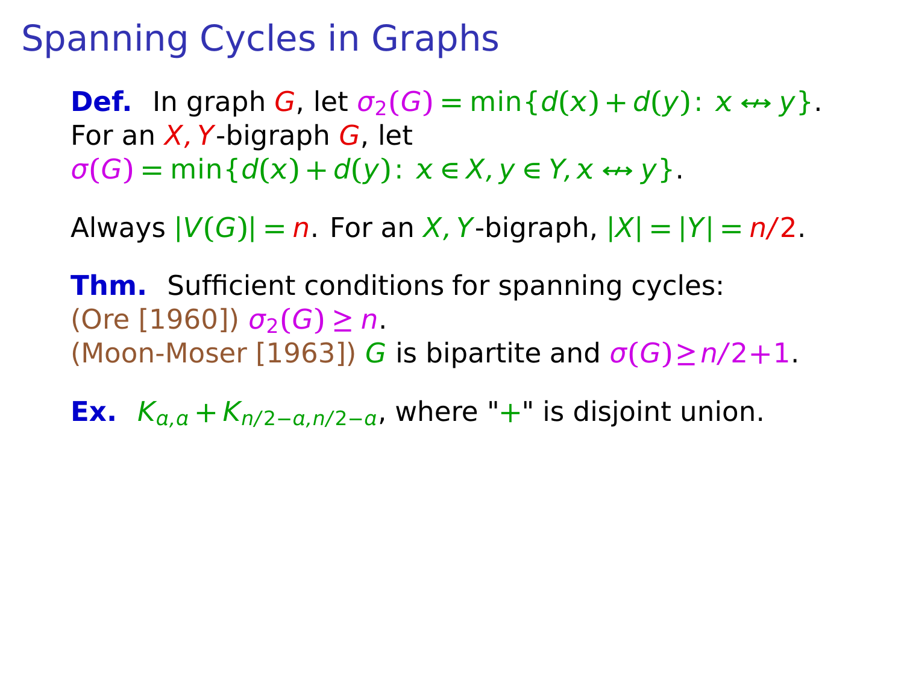# Spanning Cycles in Graphs

**Def.** In graph $G$, let $\sigma_2(G) = \min\{d(x) + d(y) \colon x \nleftrightarrow y\}$.
For an $X, Y$-bigraph $G$, let
$\sigma(G) = \min\{d(x) + d(y) \colon x \in X, y \in Y, x \nleftrightarrow y\}$.

Always $|V(G)| = n$. For an $X, Y$-bigraph, $|X| = |Y| = n/2$.

**Thm.** Sufficient conditions for spanning cycles:
(Ore [1960]) $\sigma_2(G) \geq n$.
(Moon-Moser [1963]) $G$ is bipartite and $\sigma(G) \geq n/2 + 1$.

**Ex.** $K_{a,a} + K_{n/2-a, n/2-a}$, where "$+$" is disjoint union.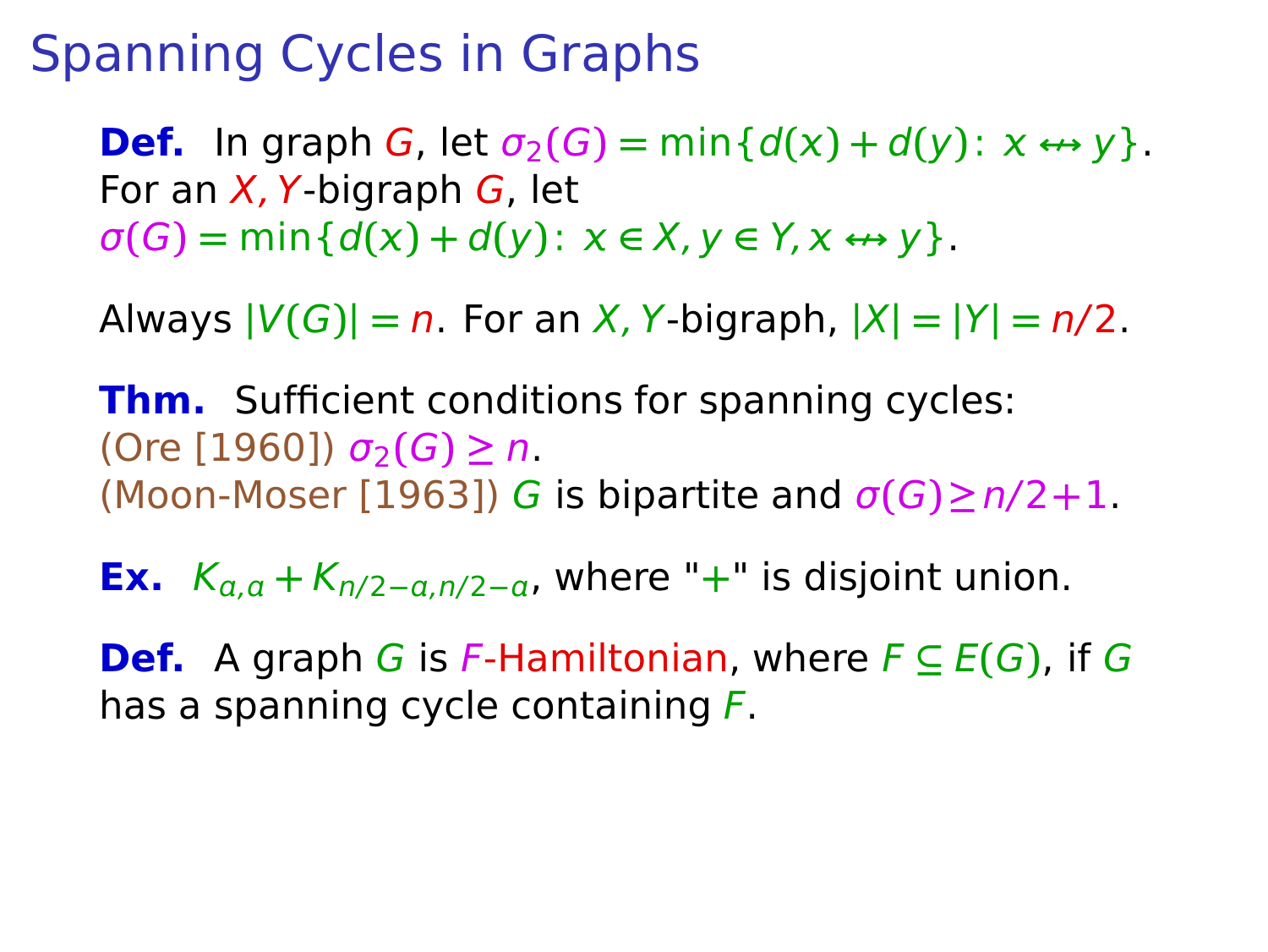# Spanning Cycles in Graphs

**Def.** In graph $G$, let $\sigma_2(G) = \min\{d(x) + d(y) \colon x \not\leftrightarrow y\}$.
For an $X, Y$-bigraph $G$, let
$\sigma(G) = \min\{d(x) + d(y) \colon x \in X, y \in Y, x \not\leftrightarrow y\}$.

Always $|V(G)| = n$. For an $X, Y$-bigraph, $|X| = |Y| = n/2$.

**Thm.** Sufficient conditions for spanning cycles:
(Ore [1960]) $\sigma_2(G) \ge n$.
(Moon-Moser [1963]) $G$ is bipartite and $\sigma(G) \ge n/2+1$.

**Ex.** $K_{a,a} + K_{n/2-a,n/2-a}$, where "$+$" is disjoint union.

**Def.** A graph $G$ is $F$-Hamiltonian, where $F \subseteq E(G)$, if $G$ has a spanning cycle containing $F$.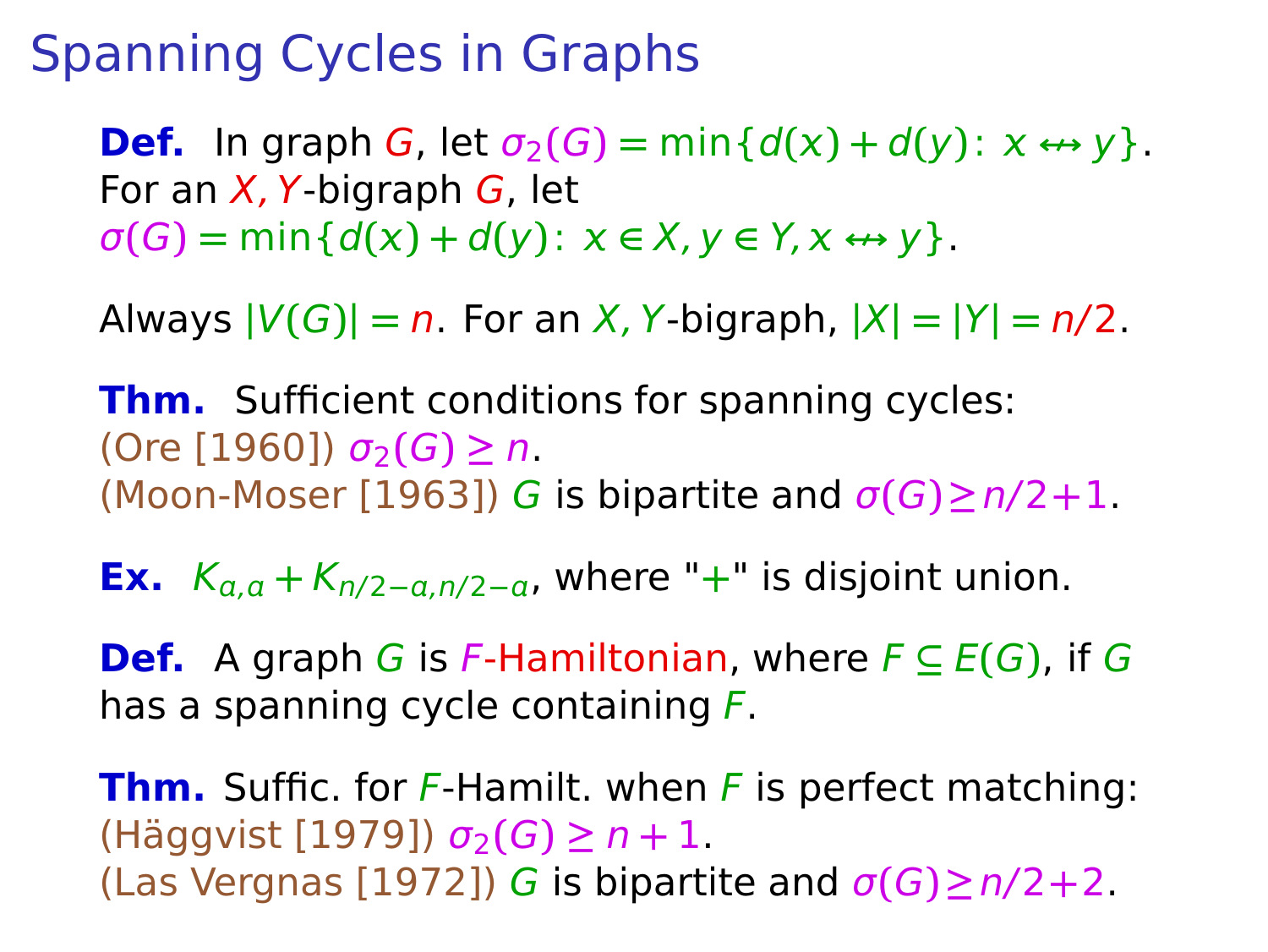# Spanning Cycles in Graphs

**Def.** In graph $G$, let $\sigma_2(G) = \min\{d(x) + d(y)\colon\ x \nleftrightarrow y\}$.
For an $X, Y$-bigraph $G$, let
$\sigma(G) = \min\{d(x) + d(y)\colon\ x \in X, y \in Y, x \nleftrightarrow y\}$.

Always $|V(G)| = n$. For an $X, Y$-bigraph, $|X| = |Y| = n/2$.

**Thm.** Sufficient conditions for spanning cycles:
(Ore [1960]) $\sigma_2(G) \geq n$.
(Moon-Moser [1963]) $G$ is bipartite and $\sigma(G) \geq n/2 + 1$.

**Ex.** $K_{a,a} + K_{n/2-a,n/2-a}$, where "$+$" is disjoint union.

**Def.** A graph $G$ is $F$-Hamiltonian, where $F \subseteq E(G)$, if $G$ has a spanning cycle containing $F$.

**Thm.** Suffic. for $F$-Hamilt. when $F$ is perfect matching:
(Häggvist [1979]) $\sigma_2(G) \geq n + 1$.
(Las Vergnas [1972]) $G$ is bipartite and $\sigma(G) \geq n/2 + 2$.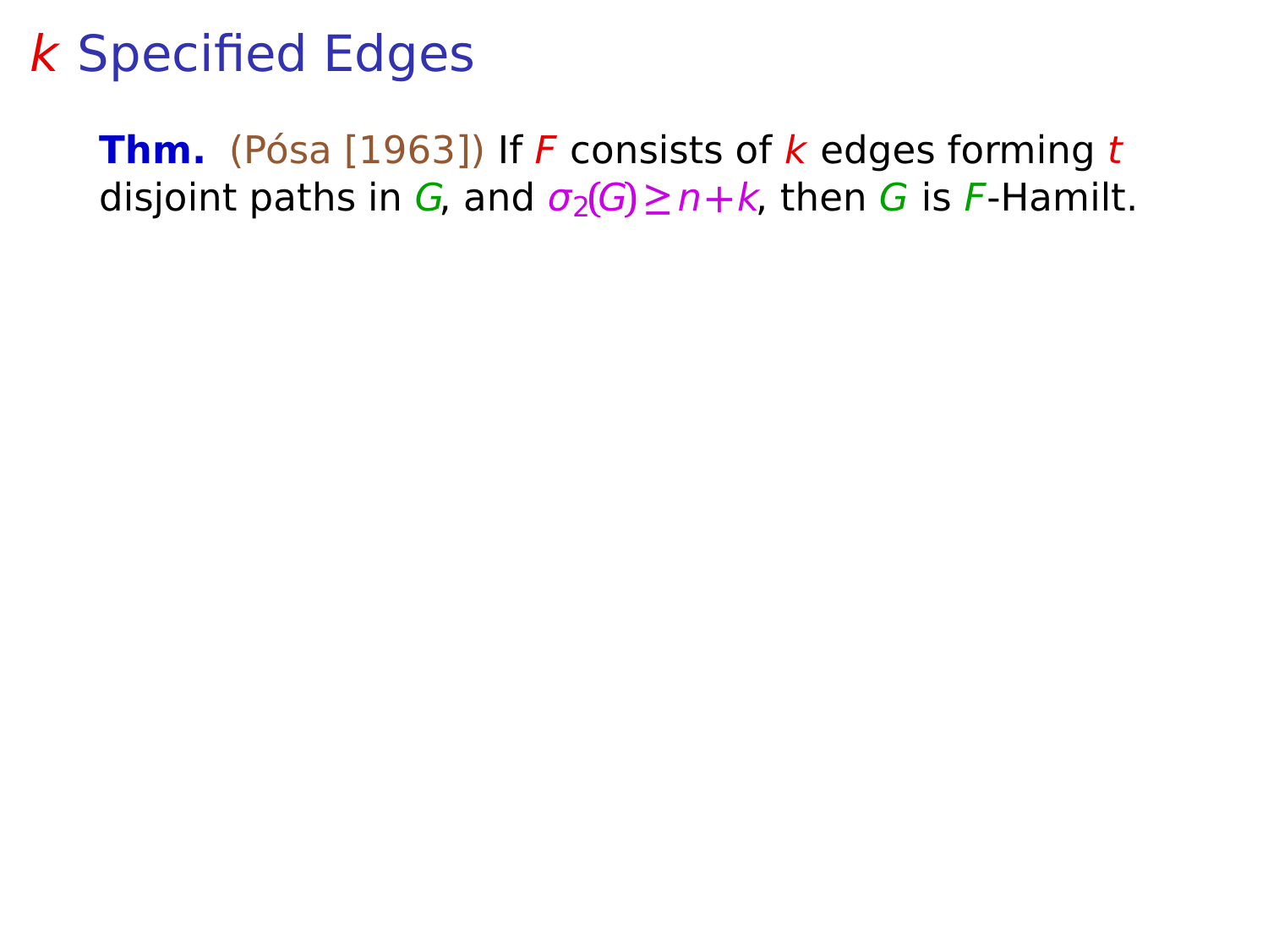# $k$ Specified Edges

**Thm.** (Pósa [1963]) If $F$ consists of $k$ edges forming $t$ disjoint paths in $G$, and $\sigma_2(G) \geq n+k$, then $G$ is $F$-Hamilt.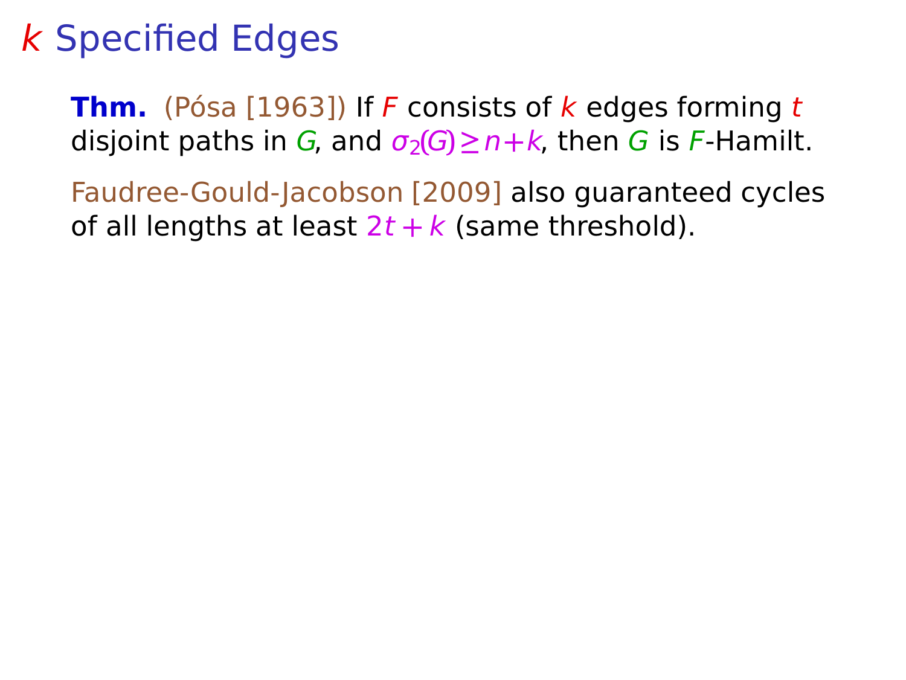# $k$ Specified Edges

**Thm.** (Pósa [1963]) If $F$ consists of $k$ edges forming $t$ disjoint paths in $G$, and $\sigma_2(G) \geq n+k$, then $G$ is $F$-Hamilt.

Faudree-Gould-Jacobson [2009] also guaranteed cycles of all lengths at least $2t + k$ (same threshold).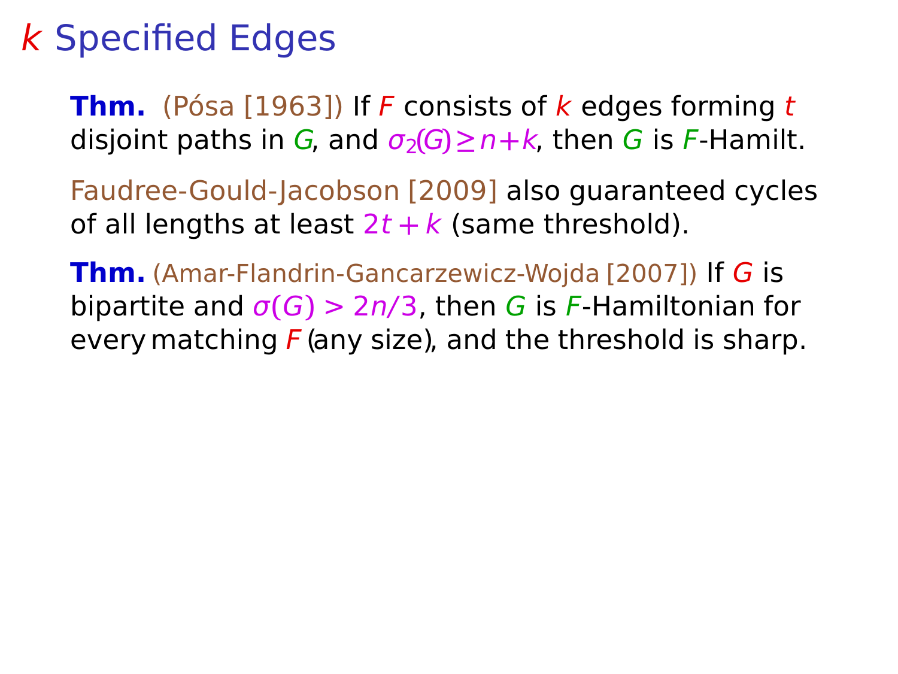# $k$ Specified Edges

**Thm.** (Pósa [1963]) If $F$ consists of $k$ edges forming $t$ disjoint paths in $G$, and $\sigma_2(G) \geq n+k$, then $G$ is $F$-Hamilt.

Faudree-Gould-Jacobson [2009] also guaranteed cycles of all lengths at least $2t + k$ (same threshold).

**Thm.** (Amar-Flandrin-Gancarzewicz-Wojda [2007]) If $G$ is bipartite and $\sigma(G) > 2n/3$, then $G$ is $F$-Hamiltonian for every matching $F$ (any size), and the threshold is sharp.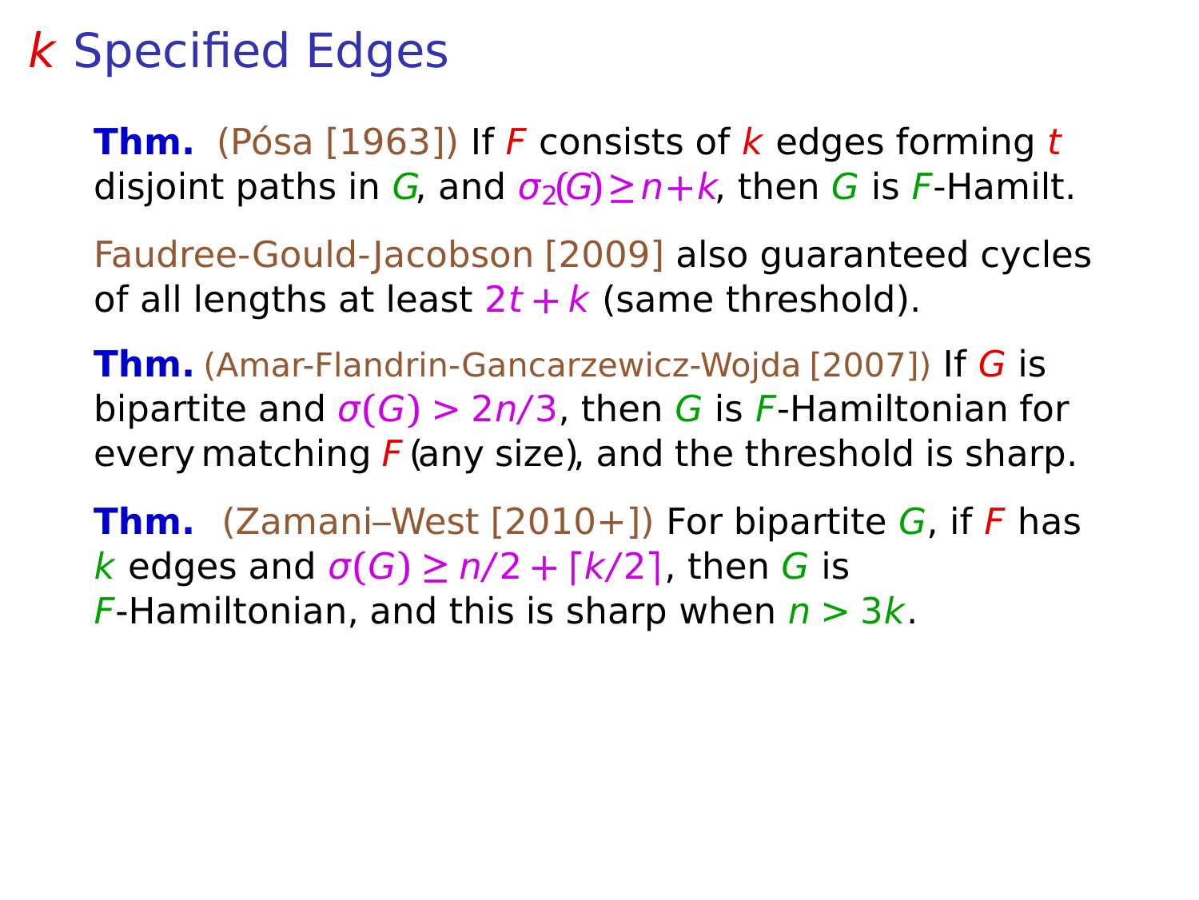# $k$ Specified Edges

**Thm.** (Pósa [1963]) If $F$ consists of $k$ edges forming $t$ disjoint paths in $G$, and $\sigma_2(G) \ge n+k$, then $G$ is $F$-Hamilt.

Faudree-Gould-Jacobson [2009] also guaranteed cycles of all lengths at least $2t + k$ (same threshold).

**Thm.** (Amar-Flandrin-Gancarzewicz-Wojda [2007]) If $G$ is bipartite and $\sigma(G) > 2n/3$, then $G$ is $F$-Hamiltonian for every matching $F$ (any size), and the threshold is sharp.

**Thm.** (Zamani–West [2010+]) For bipartite $G$, if $F$ has $k$ edges and $\sigma(G) \ge n/2 + \lceil k/2 \rceil$, then $G$ is $F$-Hamiltonian, and this is sharp when $n > 3k$.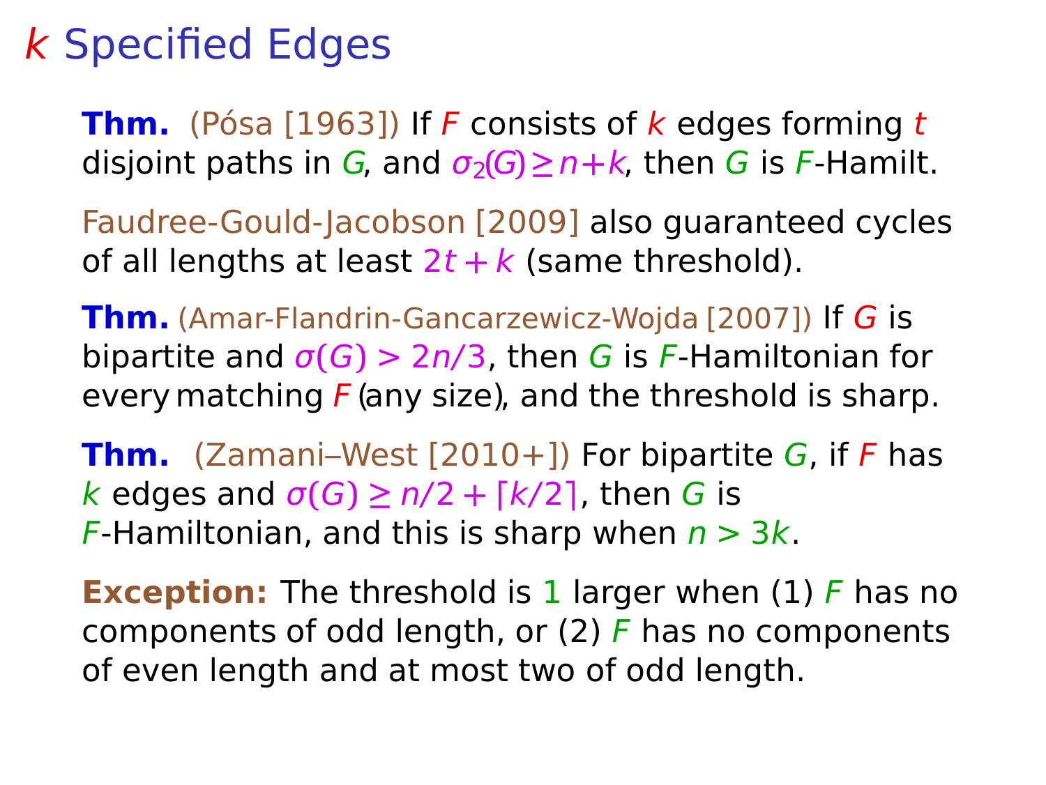# $k$ Specified Edges

**Thm.** (Pósa [1963]) If $F$ consists of $k$ edges forming $t$ disjoint paths in $G$, and $\sigma_2(G) \ge n+k$, then $G$ is $F$-Hamilt.

Faudree-Gould-Jacobson [2009] also guaranteed cycles of all lengths at least $2t + k$ (same threshold).

**Thm.** (Amar-Flandrin-Gancarzewicz-Wojda [2007]) If $G$ is bipartite and $\sigma(G) > 2n/3$, then $G$ is $F$-Hamiltonian for every matching $F$ (any size), and the threshold is sharp.

**Thm.** (Zamani–West [2010+]) For bipartite $G$, if $F$ has $k$ edges and $\sigma(G) \ge n/2 + \lceil k/2 \rceil$, then $G$ is $F$-Hamiltonian, and this is sharp when $n > 3k$.

**Exception:** The threshold is 1 larger when (1) $F$ has no components of odd length, or (2) $F$ has no components of even length and at most two of odd length.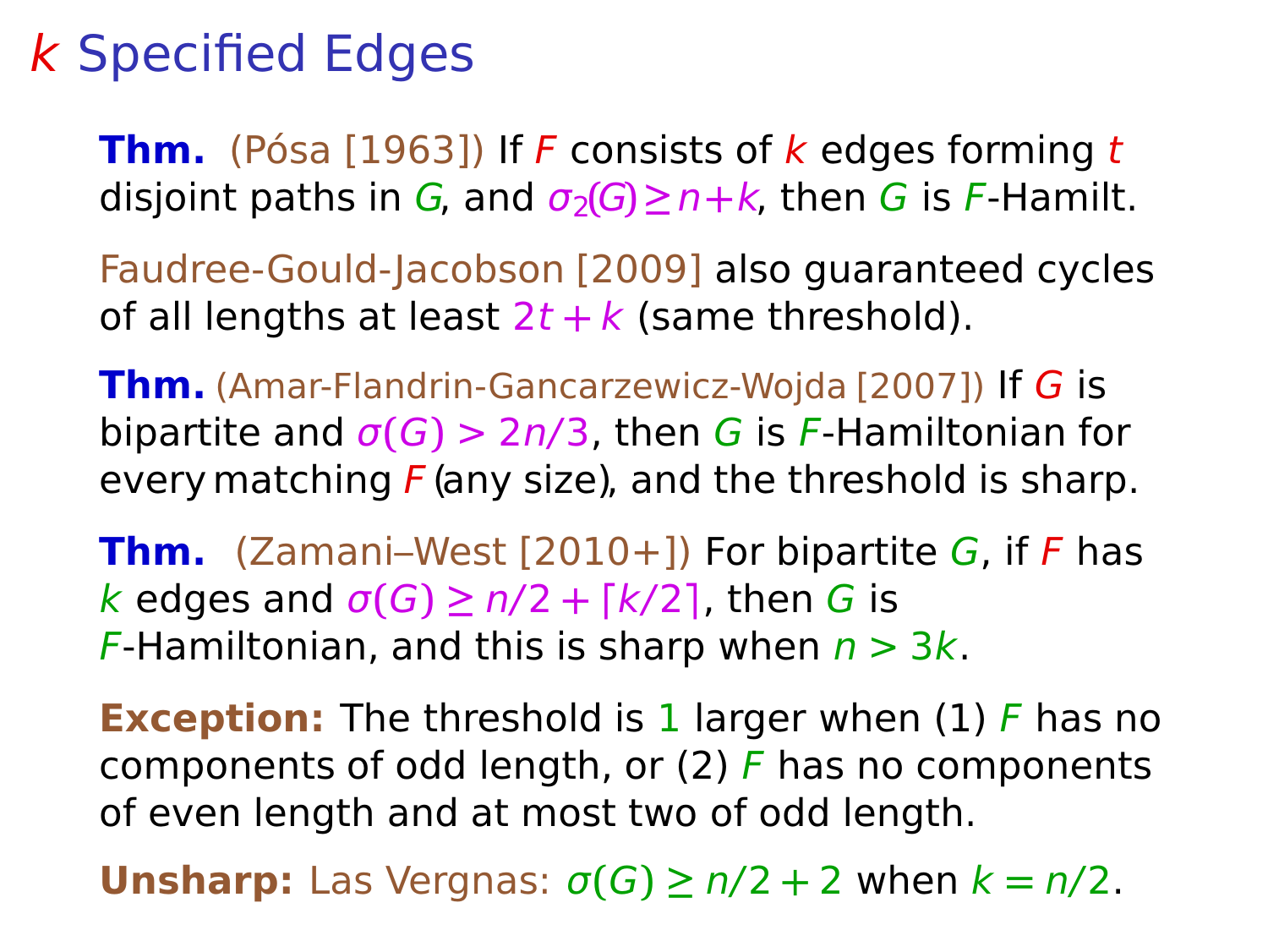# $k$ Specified Edges

**Thm.** (Pósa [1963]) If $F$ consists of $k$ edges forming $t$ disjoint paths in $G$, and $\sigma_2(G) \geq n+k$, then $G$ is $F$-Hamilt.

Faudree-Gould-Jacobson [2009] also guaranteed cycles of all lengths at least $2t+k$ (same threshold).

**Thm.** (Amar-Flandrin-Gancarzewicz-Wojda [2007]) If $G$ is bipartite and $\sigma(G) > 2n/3$, then $G$ is $F$-Hamiltonian for every matching $F$ (any size), and the threshold is sharp.

**Thm.** (Zamani–West [2010+]) For bipartite $G$, if $F$ has $k$ edges and $\sigma(G) \geq n/2 + \lceil k/2 \rceil$, then $G$ is $F$-Hamiltonian, and this is sharp when $n > 3k$.

**Exception:** The threshold is 1 larger when (1) $F$ has no components of odd length, or (2) $F$ has no components of even length and at most two of odd length.

**Unsharp:** Las Vergnas: $\sigma(G) \geq n/2 + 2$ when $k = n/2$.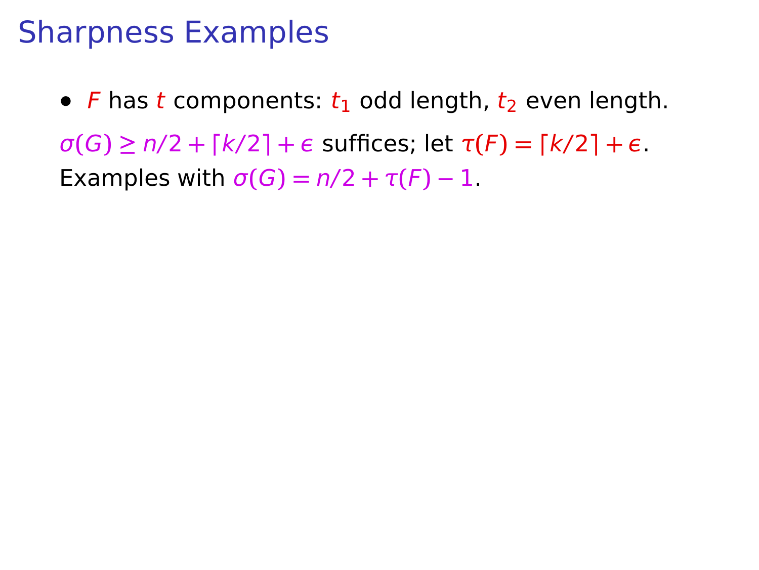# Sharpness Examples

- $F$ has $t$ components: $t_1$ odd length, $t_2$ even length.

$\sigma(G) \geq n/2 + \lceil k/2 \rceil + \epsilon$ suffices; let $\tau(F) = \lceil k/2 \rceil + \epsilon$.
Examples with $\sigma(G) = n/2 + \tau(F) - 1$.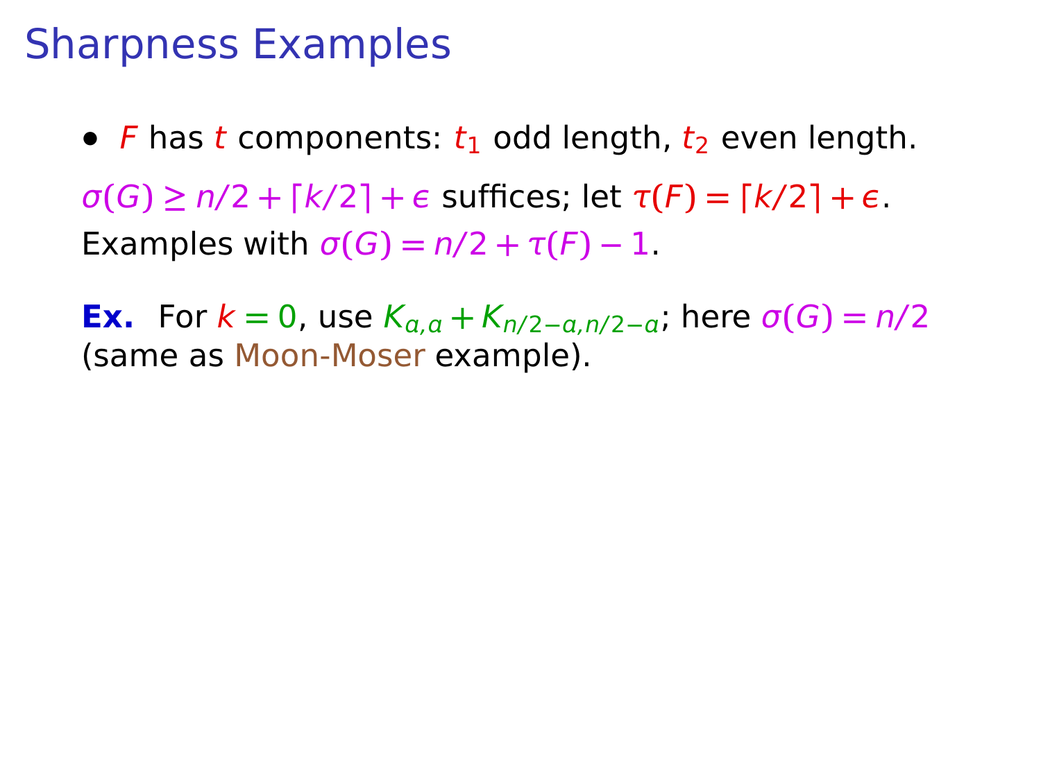# Sharpness Examples

- $F$ has $t$ components: $t_1$ odd length, $t_2$ even length.

$\sigma(G) \geq n/2 + \lceil k/2 \rceil + \epsilon$ suffices; let $\tau(F) = \lceil k/2 \rceil + \epsilon$.
Examples with $\sigma(G) = n/2 + \tau(F) - 1$.

**Ex.** For $k = 0$, use $K_{a,a} + K_{n/2-a,n/2-a}$; here $\sigma(G) = n/2$ (same as Moon-Moser example).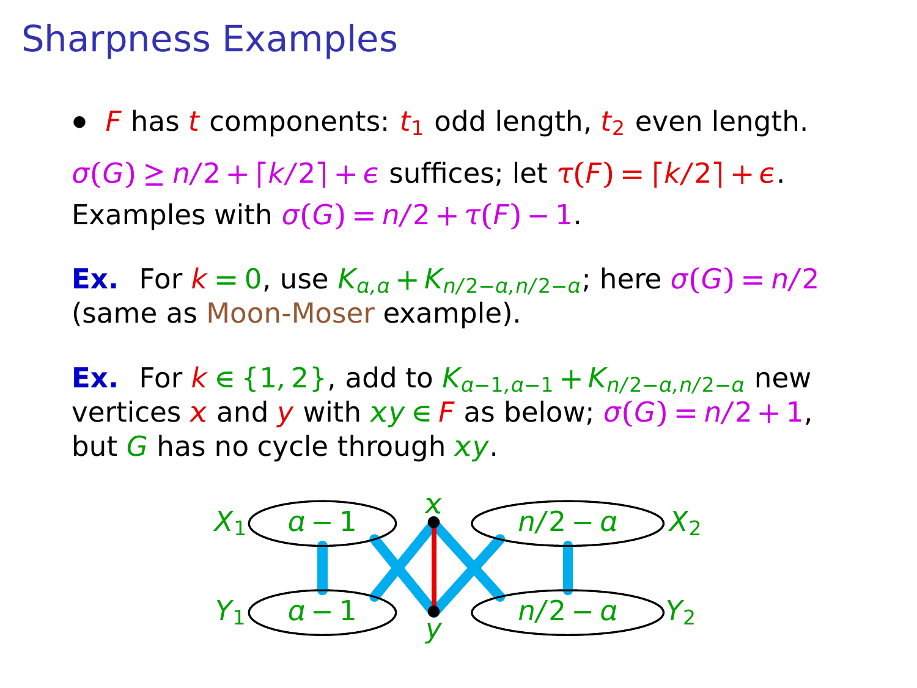# Sharpness Examples

- $F$ has $t$ components: $t_1$ odd length, $t_2$ even length.

$\sigma(G) \geq n/2 + \lceil k/2 \rceil + \epsilon$ suffices; let $\tau(F) = \lceil k/2 \rceil + \epsilon$.
Examples with $\sigma(G) = n/2 + \tau(F) - 1$.

**Ex.** For $k = 0$, use $K_{a,a} + K_{n/2-a,n/2-a}$; here $\sigma(G) = n/2$ (same as Moon-Moser example).

**Ex.** For $k \in \{1, 2\}$, add to $K_{a-1,a-1} + K_{n/2-a,n/2-a}$ new vertices $x$ and $y$ with $xy \in F$ as below; $\sigma(G) = n/2 + 1$, but $G$ has no cycle through $xy$.

$X_1$ ($a-1$), $Y_1$ ($a-1$), $x$, $y$, $X_2$ ($n/2-a$), $Y_2$ ($n/2-a$)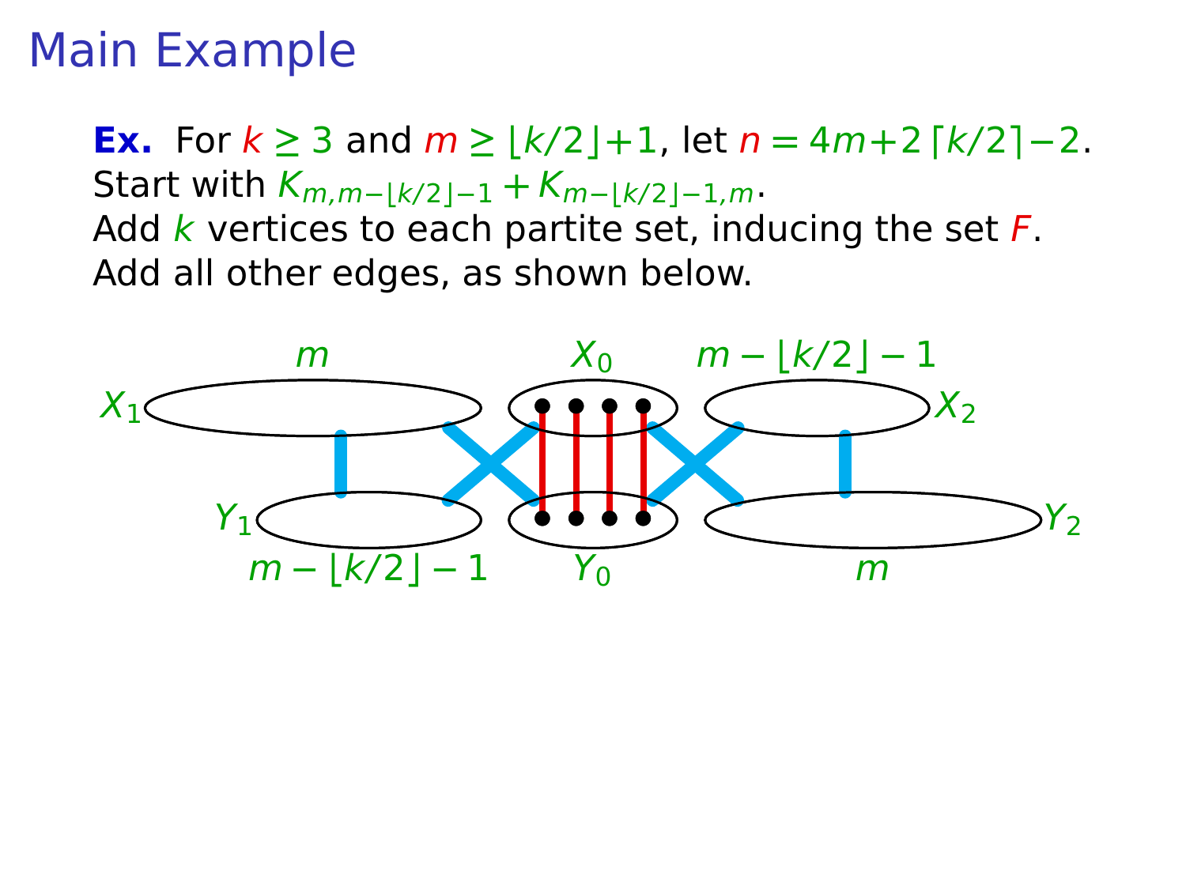# Main Example

**Ex.** For $k \geq 3$ and $m \geq \lfloor k/2 \rfloor + 1$, let $n = 4m + 2\lceil k/2 \rceil - 2$.
Start with $K_{m,m-\lfloor k/2 \rfloor -1} + K_{m-\lfloor k/2 \rfloor -1,m}$.
Add $k$ vertices to each partite set, inducing the set $F$.
Add all other edges, as shown below.

$X_1$ ($m$), $X_0$, $X_2$ ($m - \lfloor k/2 \rfloor - 1$)

$Y_1$ ($m - \lfloor k/2 \rfloor - 1$), $Y_0$, $Y_2$ ($m$)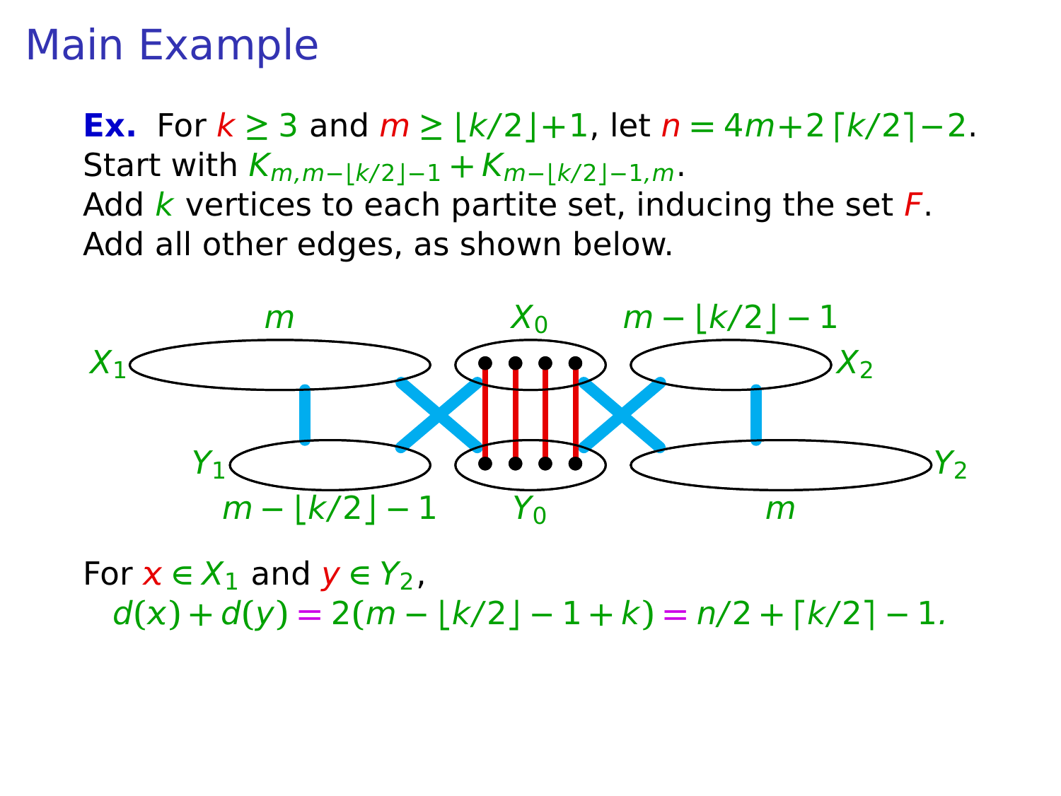# Main Example

**Ex.** For $k \geq 3$ and $m \geq \lfloor k/2 \rfloor + 1$, let $n = 4m + 2\lceil k/2 \rceil - 2$.
Start with $K_{m,m-\lfloor k/2 \rfloor - 1} + K_{m-\lfloor k/2 \rfloor - 1,m}$.
Add $k$ vertices to each partite set, inducing the set $F$.
Add all other edges, as shown below.

For $x \in X_1$ and $y \in Y_2$,

$$d(x) + d(y) = 2(m - \lfloor k/2 \rfloor - 1 + k) = n/2 + \lceil k/2 \rceil - 1.$$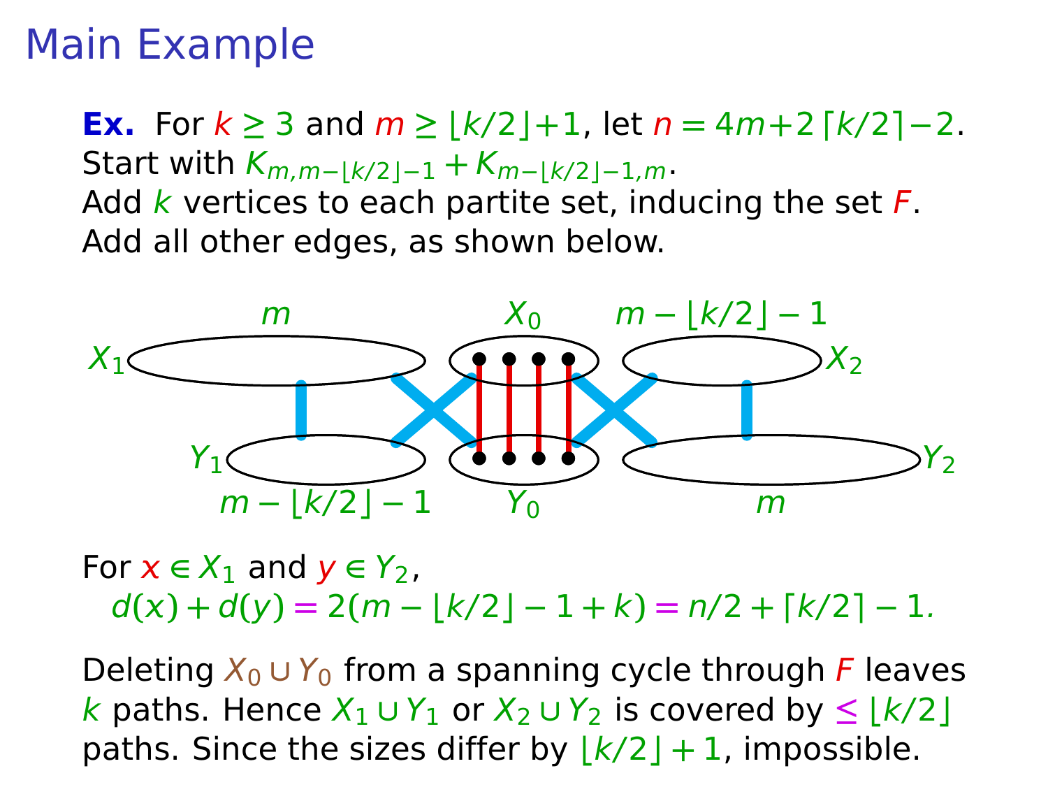# Main Example

**Ex.** For $k \geq 3$ and $m \geq \lfloor k/2 \rfloor + 1$, let $n = 4m + 2\lceil k/2 \rceil - 2$.
Start with $K_{m,m-\lfloor k/2 \rfloor -1} + K_{m-\lfloor k/2 \rfloor -1,m}$.
Add $k$ vertices to each partite set, inducing the set $F$.
Add all other edges, as shown below.

For $x \in X_1$ and $y \in Y_2$,
$d(x) + d(y) = 2(m - \lfloor k/2 \rfloor - 1 + k) = n/2 + \lceil k/2 \rceil - 1.$

Deleting $X_0 \cup Y_0$ from a spanning cycle through $F$ leaves $k$ paths. Hence $X_1 \cup Y_1$ or $X_2 \cup Y_2$ is covered by $\leq \lfloor k/2 \rfloor$ paths. Since the sizes differ by $\lfloor k/2 \rfloor + 1$, impossible.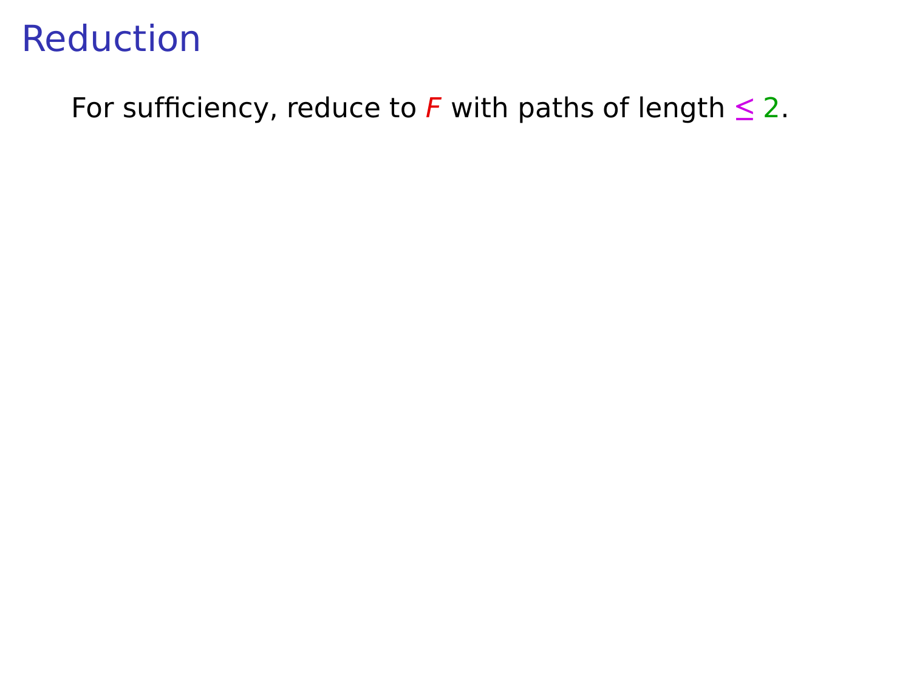# Reduction

For sufficiency, reduce to $F$ with paths of length $\leq 2$.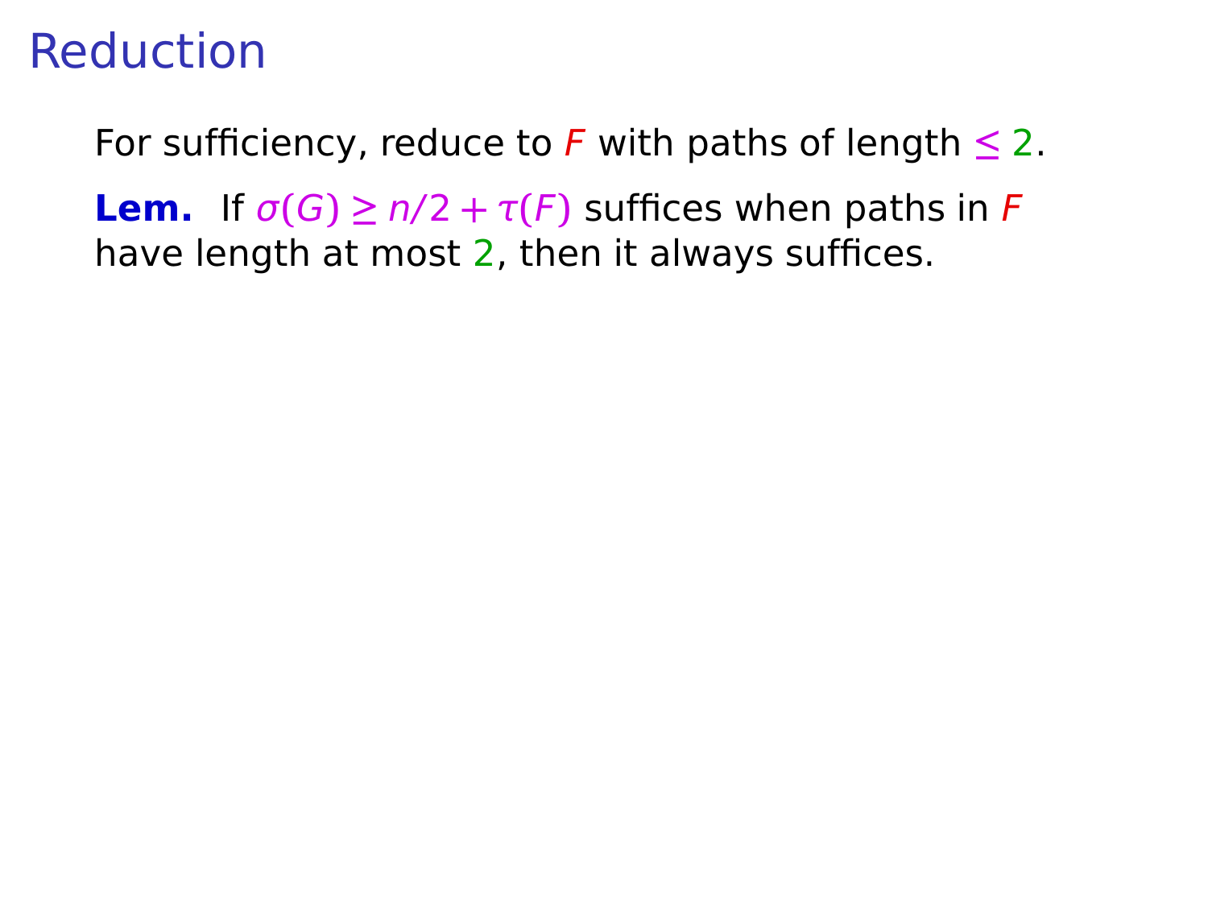# Reduction

For sufficiency, reduce to $F$ with paths of length $\leq 2$.

**Lem.** If $\sigma(G) \geq n/2 + \tau(F)$ suffices when paths in $F$ have length at most $2$, then it always suffices.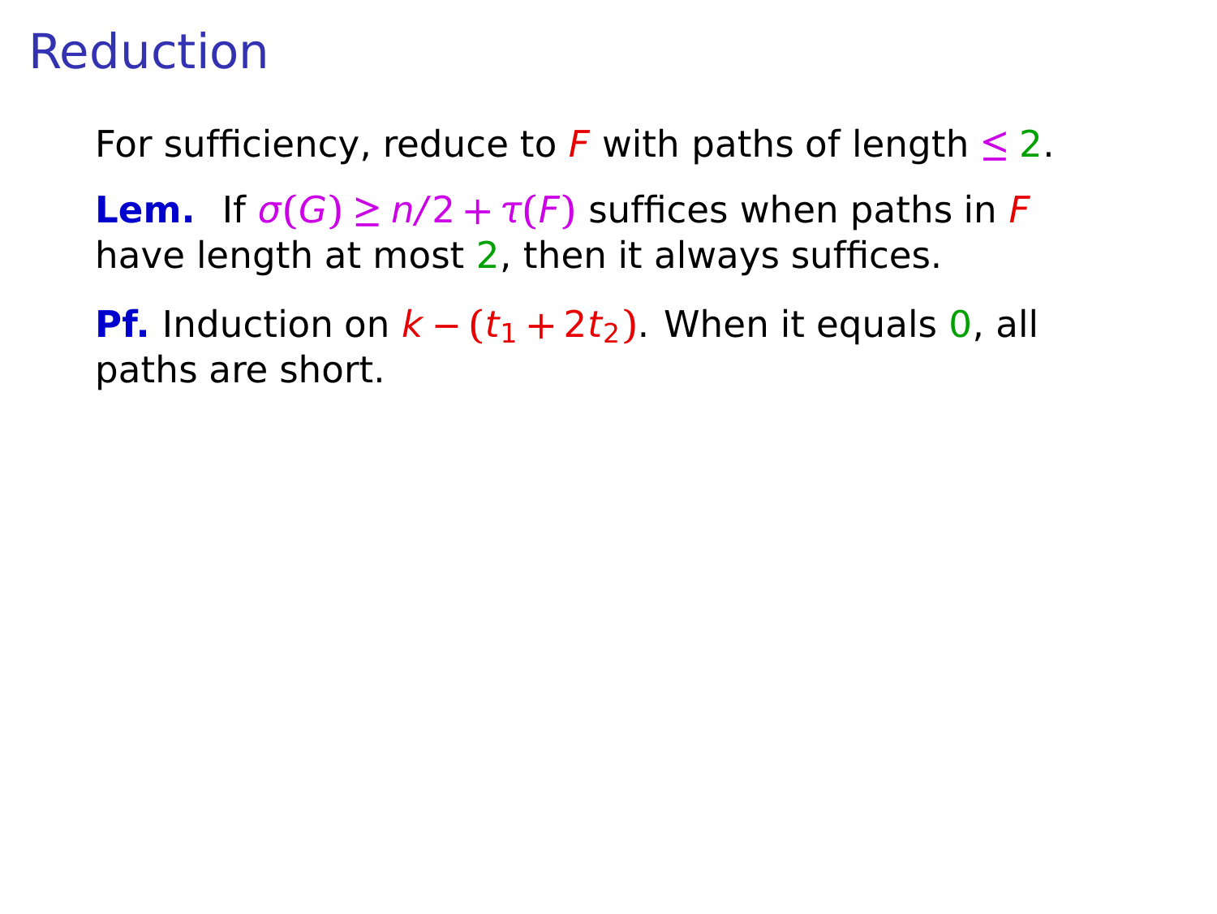# Reduction

For sufficiency, reduce to $F$ with paths of length $\leq 2$.

**Lem.** If $\sigma(G) \geq n/2 + \tau(F)$ suffices when paths in $F$ have length at most 2, then it always suffices.

**Pf.** Induction on $k - (t_1 + 2t_2)$. When it equals 0, all paths are short.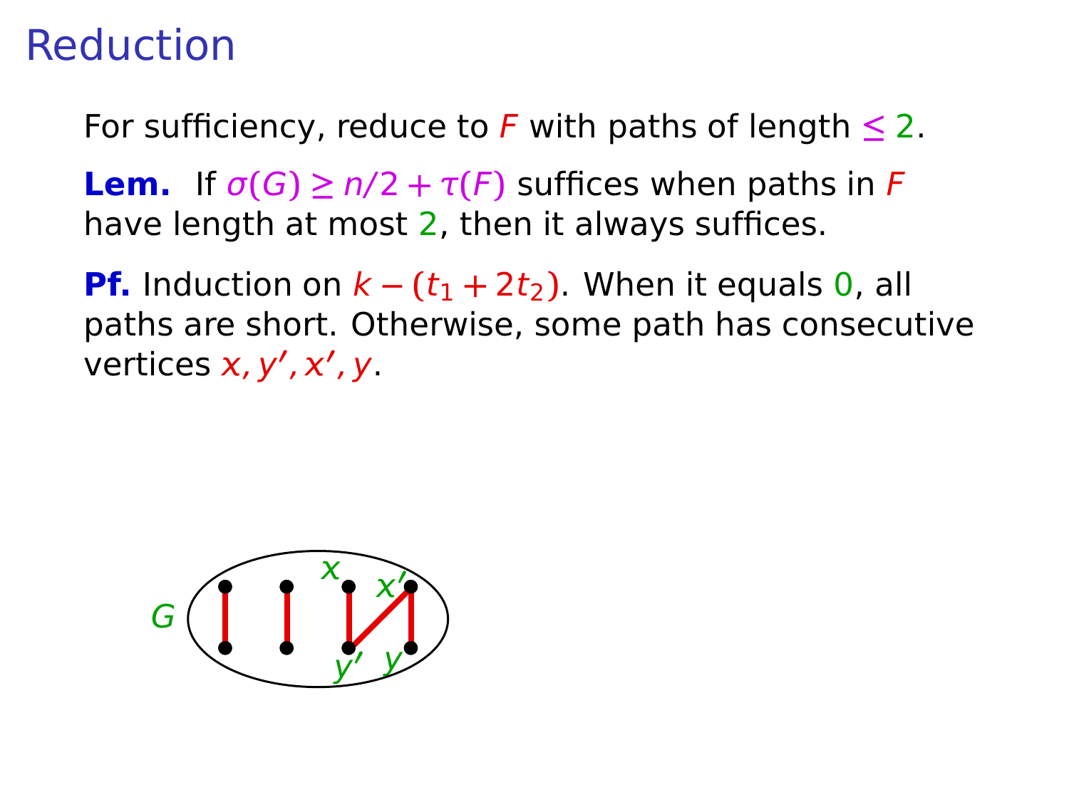# Reduction

For sufficiency, reduce to $F$ with paths of length $\leq 2$.

**Lem.** If $\sigma(G) \geq n/2 + \tau(F)$ suffices when paths in $F$ have length at most 2, then it always suffices.

**Pf.** Induction on $k - (t_1 + 2t_2)$. When it equals 0, all paths are short. Otherwise, some path has consecutive vertices $x, y', x', y$.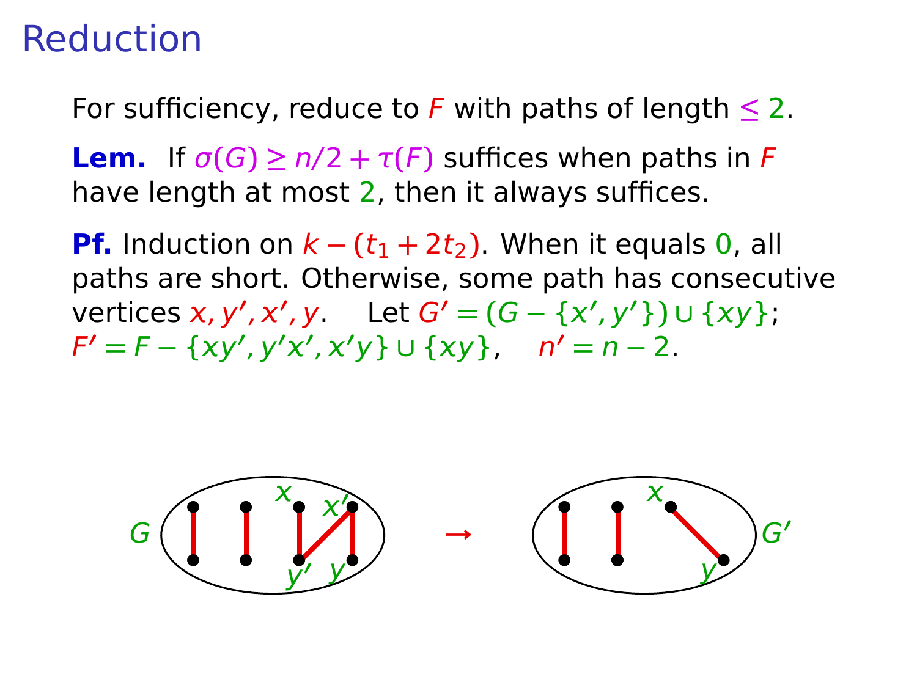# Reduction

For sufficiency, reduce to $F$ with paths of length $\leq 2$.

**Lem.** If $\sigma(G) \geq n/2 + \tau(F)$ suffices when paths in $F$ have length at most 2, then it always suffices.

**Pf.** Induction on $k - (t_1 + 2t_2)$. When it equals 0, all paths are short. Otherwise, some path has consecutive vertices $x, y', x', y$. Let $G' = (G - \{x', y'\}) \cup \{xy\}$; $F' = F - \{xy', y'x', x'y\} \cup \{xy\}$, $n' = n - 2$.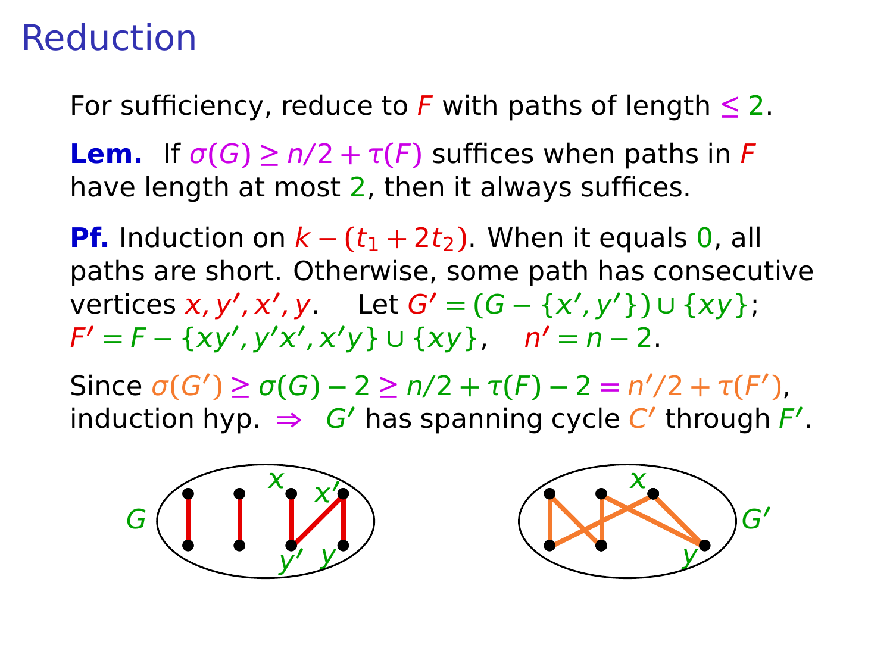# Reduction

For sufficiency, reduce to $F$ with paths of length $\leq 2$.

**Lem.** If $\sigma(G) \geq n/2 + \tau(F)$ suffices when paths in $F$ have length at most $2$, then it always suffices.

**Pf.** Induction on $k - (t_1 + 2t_2)$. When it equals $0$, all paths are short. Otherwise, some path has consecutive vertices $x, y', x', y$. Let $G' = (G - \{x', y'\}) \cup \{xy\}$; $F' = F - \{xy', y'x', x'y\} \cup \{xy\}$, $n' = n - 2$.

Since $\sigma(G') \geq \sigma(G) - 2 \geq n/2 + \tau(F) - 2 = n'/2 + \tau(F')$, induction hyp. $\Rightarrow$ $G'$ has spanning cycle $C'$ through $F'$.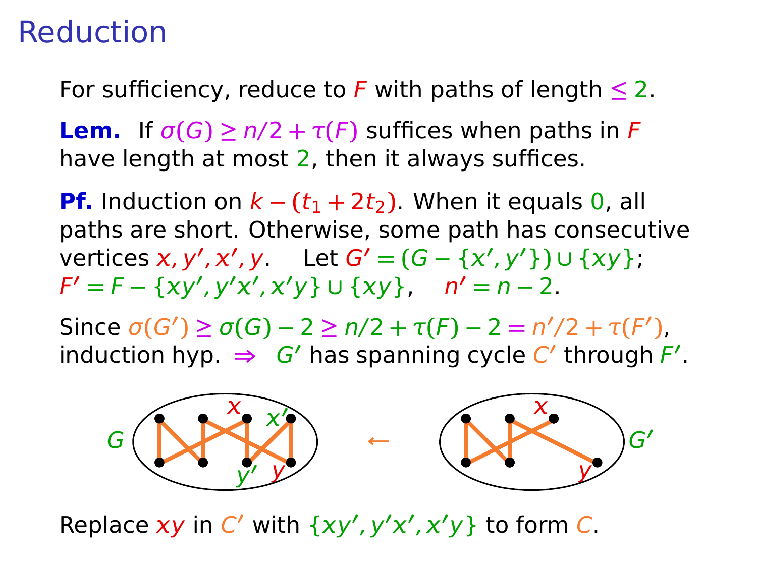# Reduction

For sufficiency, reduce to $F$ with paths of length $\leq 2$.

**Lem.** If $\sigma(G) \geq n/2 + \tau(F)$ suffices when paths in $F$ have length at most $2$, then it always suffices.

**Pf.** Induction on $k - (t_1 + 2t_2)$. When it equals $0$, all paths are short. Otherwise, some path has consecutive vertices $x, y', x', y$. Let $G' = (G - \{x', y'\}) \cup \{xy\}$; $F' = F - \{xy', y'x', x'y\} \cup \{xy\}$, $n' = n - 2$.

Since $\sigma(G') \geq \sigma(G) - 2 \geq n/2 + \tau(F) - 2 = n'/2 + \tau(F')$, induction hyp. $\Rightarrow$ $G'$ has spanning cycle $C'$ through $F'$.

Replace $xy$ in $C'$ with $\{xy', y'x', x'y\}$ to form $C$.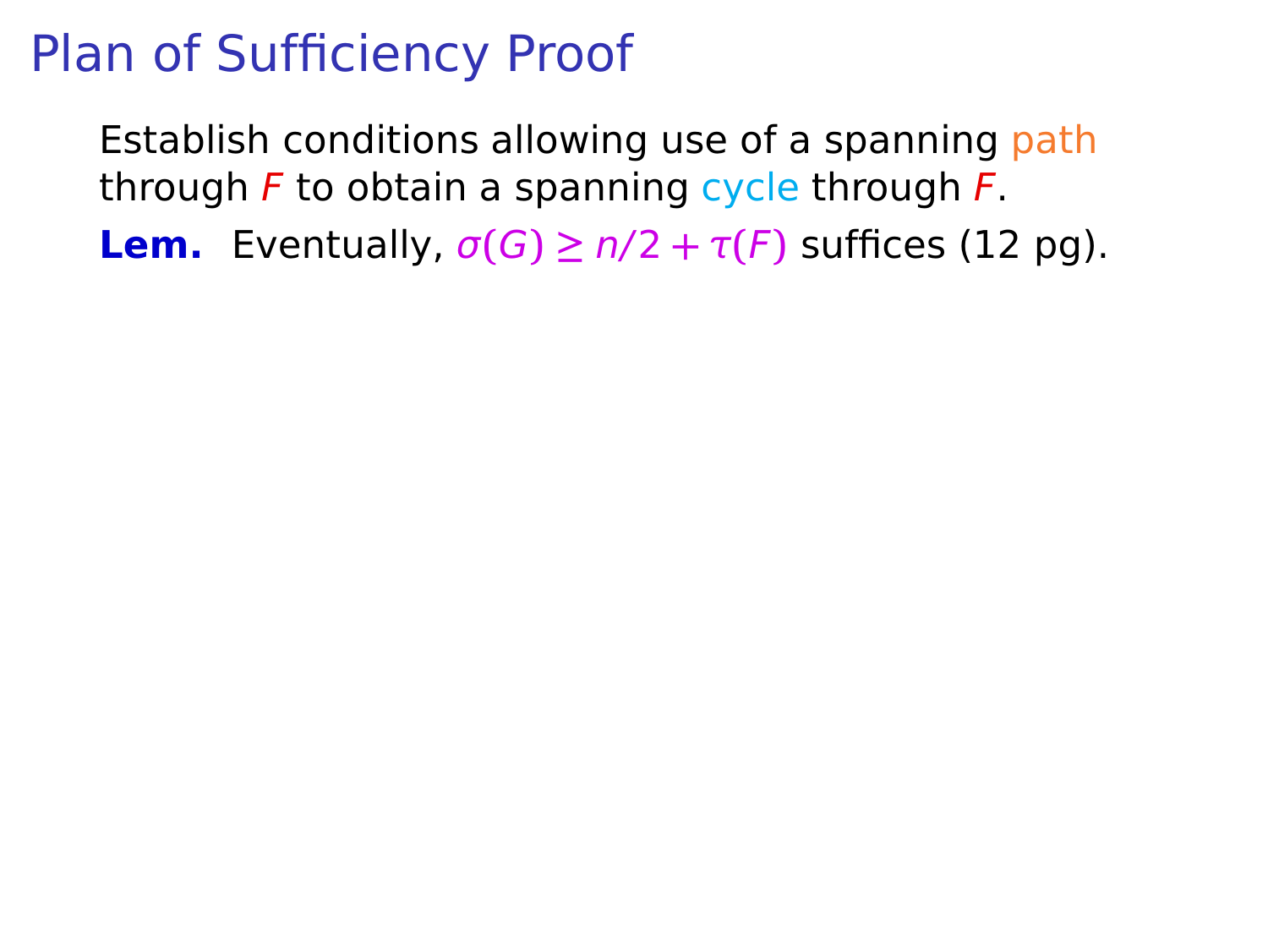# Plan of Sufficiency Proof

Establish conditions allowing use of a spanning path through $F$ to obtain a spanning cycle through $F$.

**Lem.** Eventually, $\sigma(G) \geq n/2 + \tau(F)$ suffices (12 pg).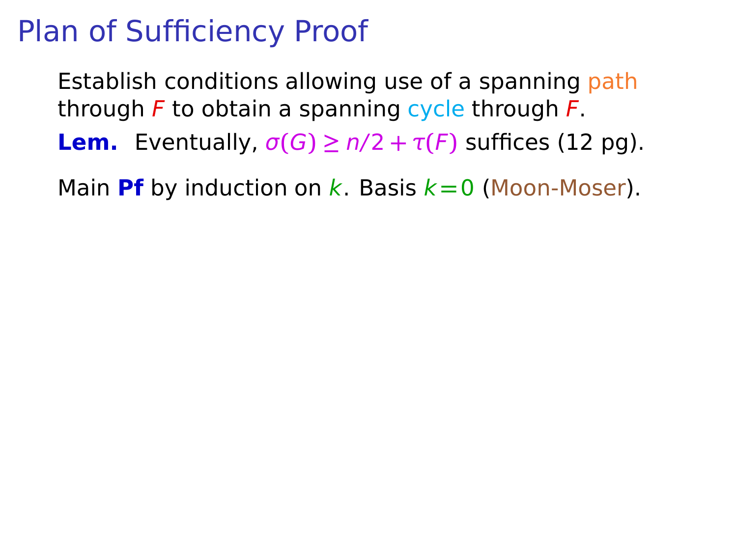# Plan of Sufficiency Proof

Establish conditions allowing use of a spanning path through $F$ to obtain a spanning cycle through $F$.

**Lem.** Eventually, $\sigma(G) \geq n/2 + \tau(F)$ suffices (12 pg).

Main **Pf** by induction on $k$. Basis $k=0$ (Moon-Moser).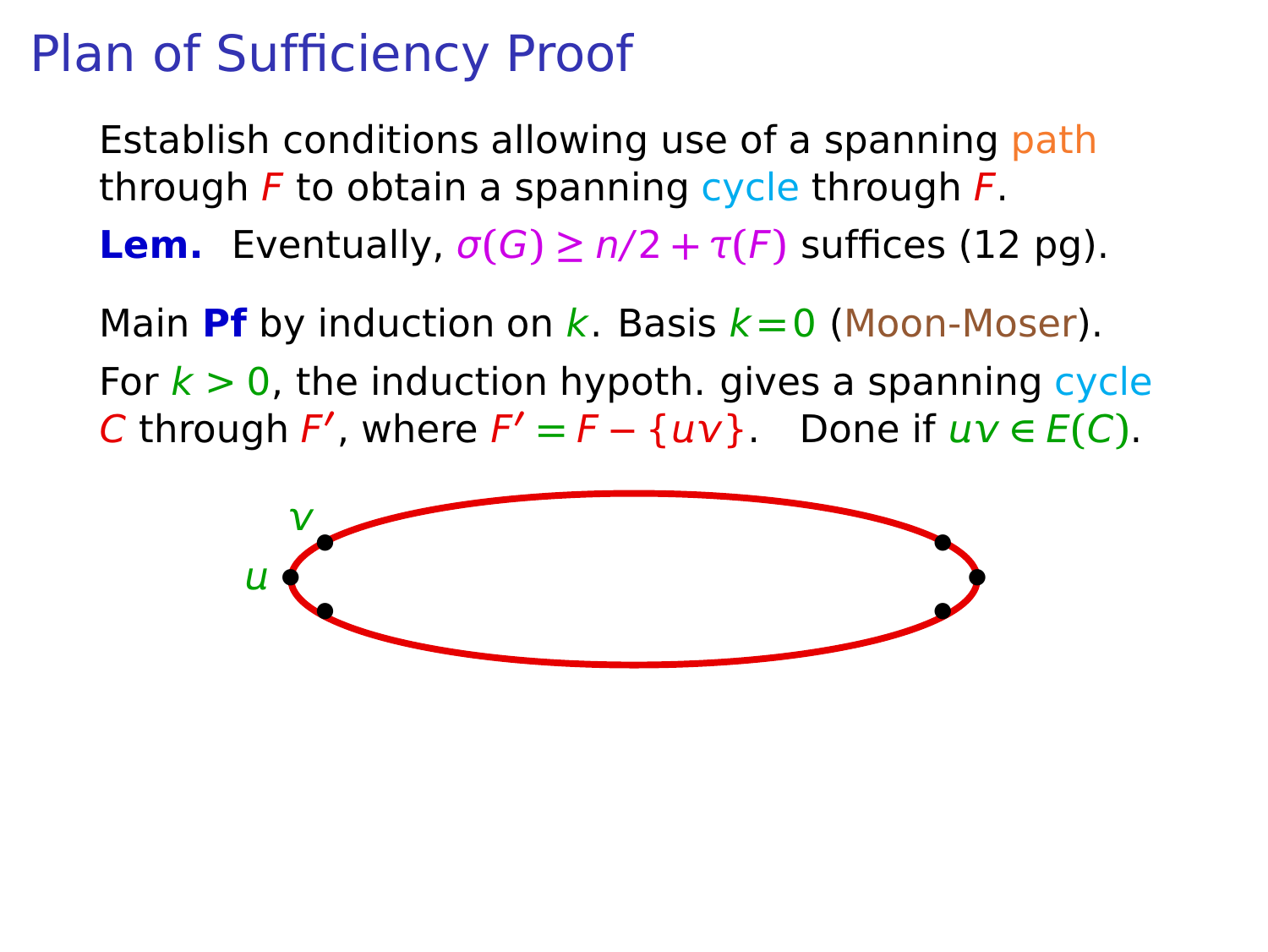# Plan of Sufficiency Proof

Establish conditions allowing use of a spanning path through $F$ to obtain a spanning cycle through $F$.

**Lem.** Eventually, $\sigma(G) \geq n/2 + \tau(F)$ suffices (12 pg).

Main **Pf** by induction on $k$. Basis $k = 0$ (Moon-Moser).

For $k > 0$, the induction hypoth. gives a spanning cycle $C$ through $F'$, where $F' = F - \{uv\}$. Done if $uv \in E(C)$.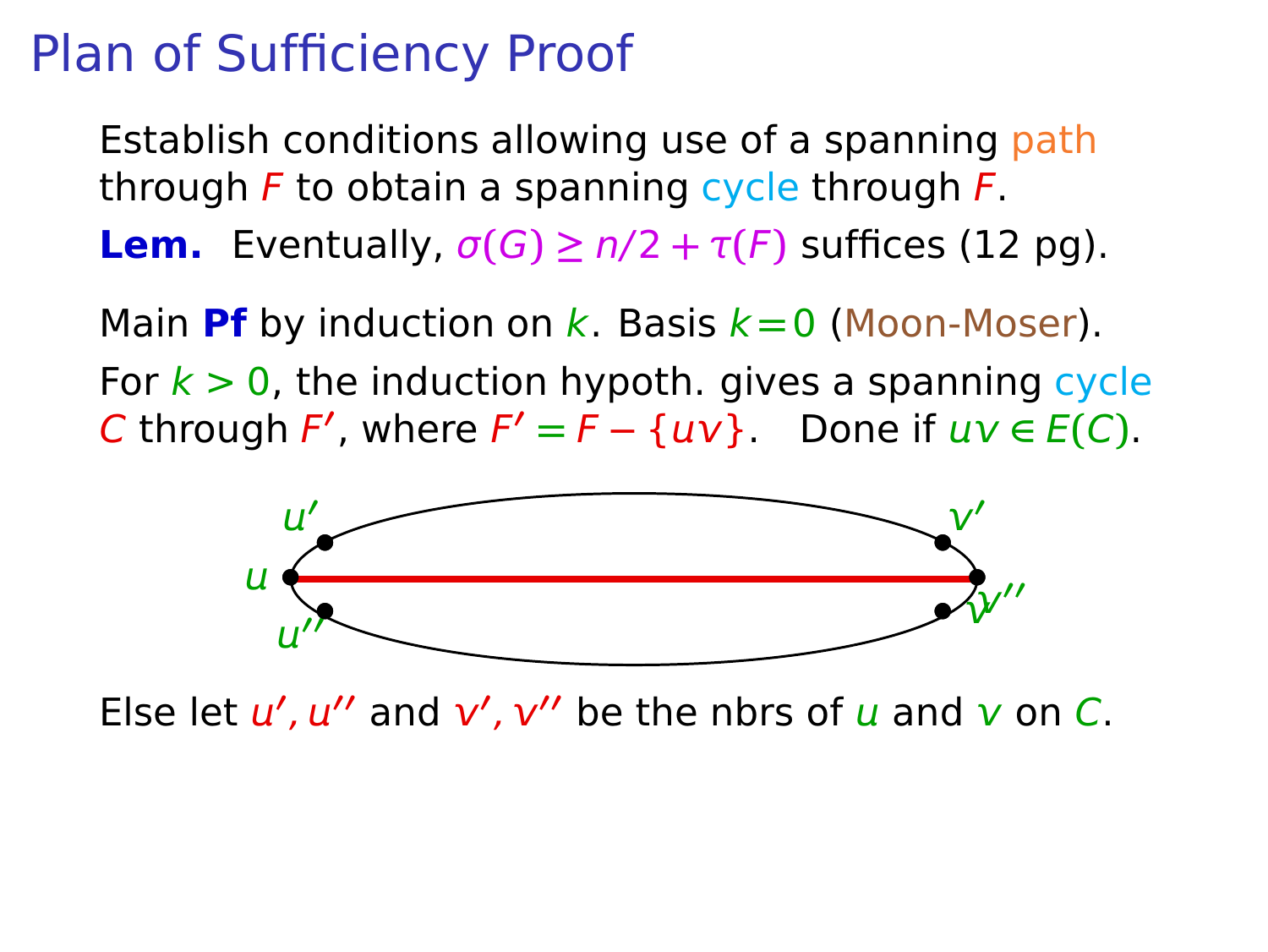# Plan of Sufficiency Proof

Establish conditions allowing use of a spanning path through $F$ to obtain a spanning cycle through $F$.

**Lem.** Eventually, $\sigma(G) \geq n/2 + \tau(F)$ suffices (12 pg).

Main **Pf** by induction on $k$. Basis $k=0$ (Moon-Moser).

For $k > 0$, the induction hypoth. gives a spanning cycle $C$ through $F'$, where $F' = F - \{uv\}$. Done if $uv \in E(C)$.

Else let $u', u''$ and $v', v''$ be the nbrs of $u$ and $v$ on $C$.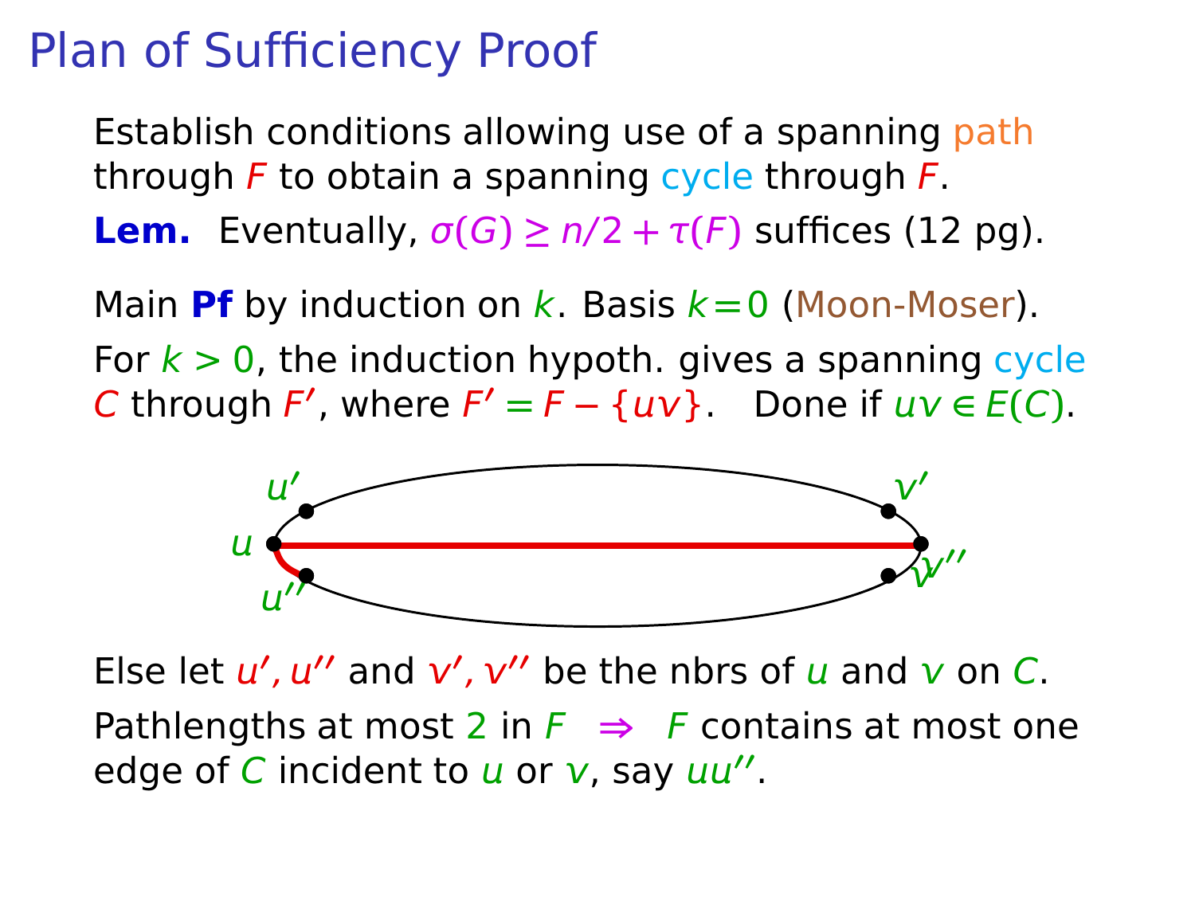# Plan of Sufficiency Proof

Establish conditions allowing use of a spanning path through $F$ to obtain a spanning cycle through $F$.

**Lem.** Eventually, $\sigma(G) \geq n/2 + \tau(F)$ suffices (12 pg).

Main **Pf** by induction on $k$. Basis $k=0$ (Moon-Moser).

For $k > 0$, the induction hypoth. gives a spanning cycle $C$ through $F'$, where $F' = F - \{uv\}$. Done if $uv \in E(C)$.

Else let $u', u''$ and $v', v''$ be the nbrs of $u$ and $v$ on $C$.

Pathlengths at most 2 in $F$ $\Rightarrow$ $F$ contains at most one edge of $C$ incident to $u$ or $v$, say $uu''$.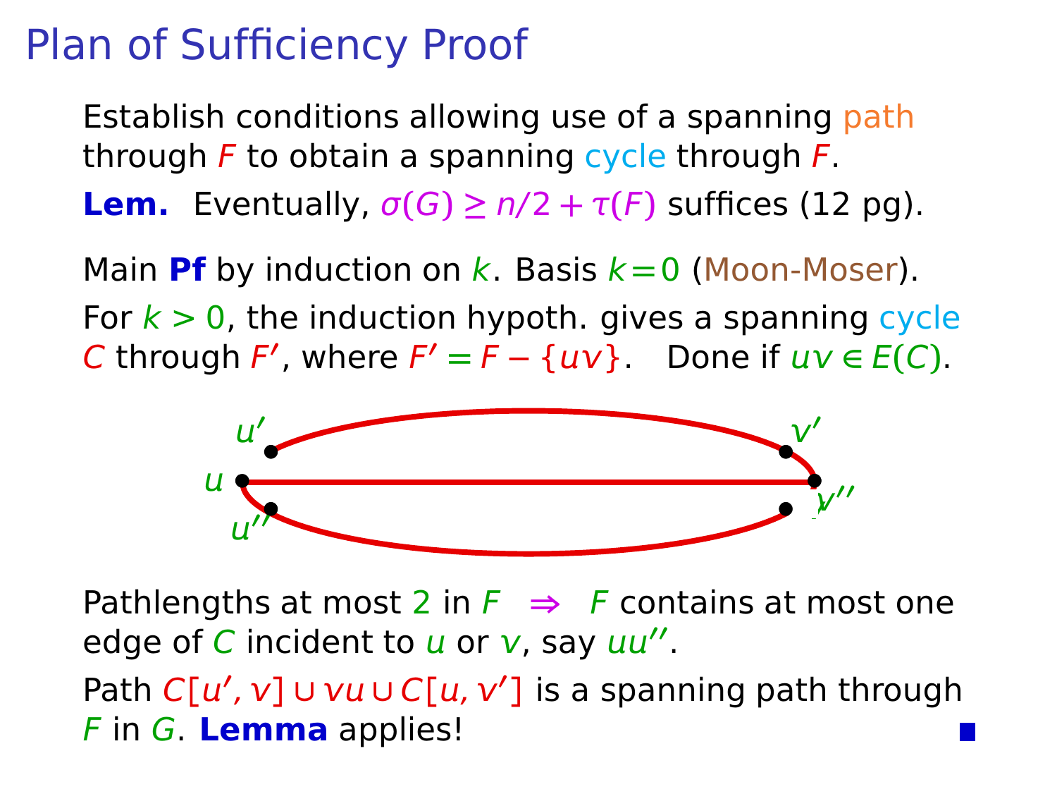# Plan of Sufficiency Proof

Establish conditions allowing use of a spanning path through $F$ to obtain a spanning cycle through $F$.

**Lem.** Eventually, $\sigma(G) \geq n/2 + \tau(F)$ suffices (12 pg).

Main **Pf** by induction on $k$. Basis $k = 0$ (Moon-Moser).

For $k > 0$, the induction hypoth. gives a spanning cycle $C$ through $F'$, where $F' = F - \{uv\}$. Done if $uv \in E(C)$.

Pathlengths at most 2 in $F$ $\Rightarrow$ $F$ contains at most one edge of $C$ incident to $u$ or $v$, say $uu''$.

Path $C[u', v] \cup vu \cup C[u, v']$ is a spanning path through $F$ in $G$. **Lemma** applies! ■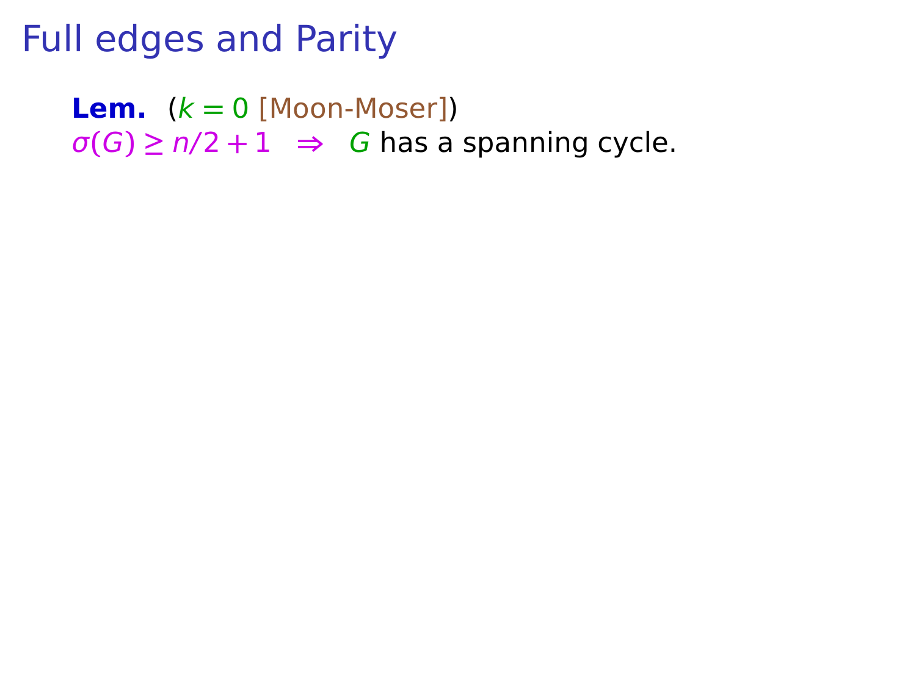# Full edges and Parity

**Lem.** ($k = 0$ [Moon-Moser])
$\sigma(G) \geq n/2 + 1 \quad \Rightarrow \quad G$ has a spanning cycle.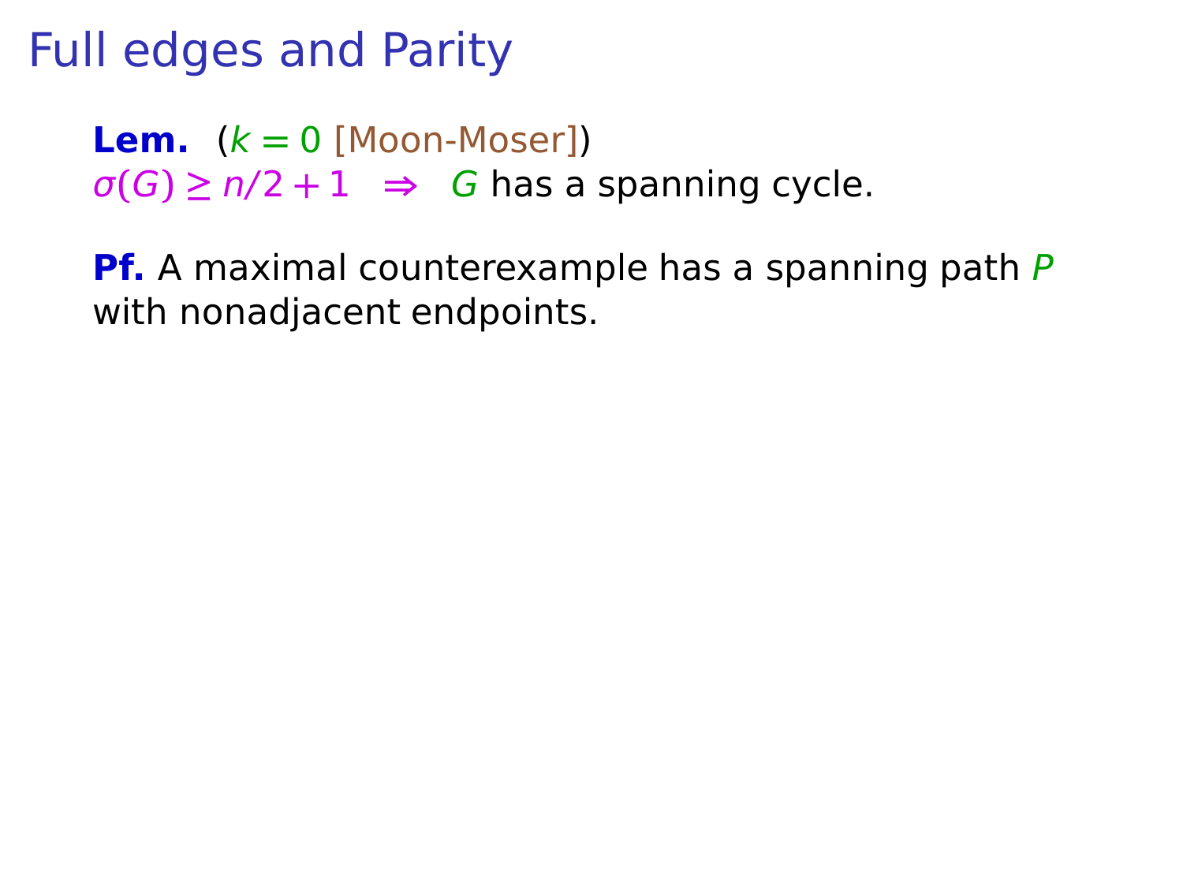# Full edges and Parity

**Lem.** ($k = 0$ [Moon-Moser])
$\sigma(G) \geq n/2 + 1 \quad \Rightarrow \quad G$ has a spanning cycle.

**Pf.** A maximal counterexample has a spanning path $P$ with nonadjacent endpoints.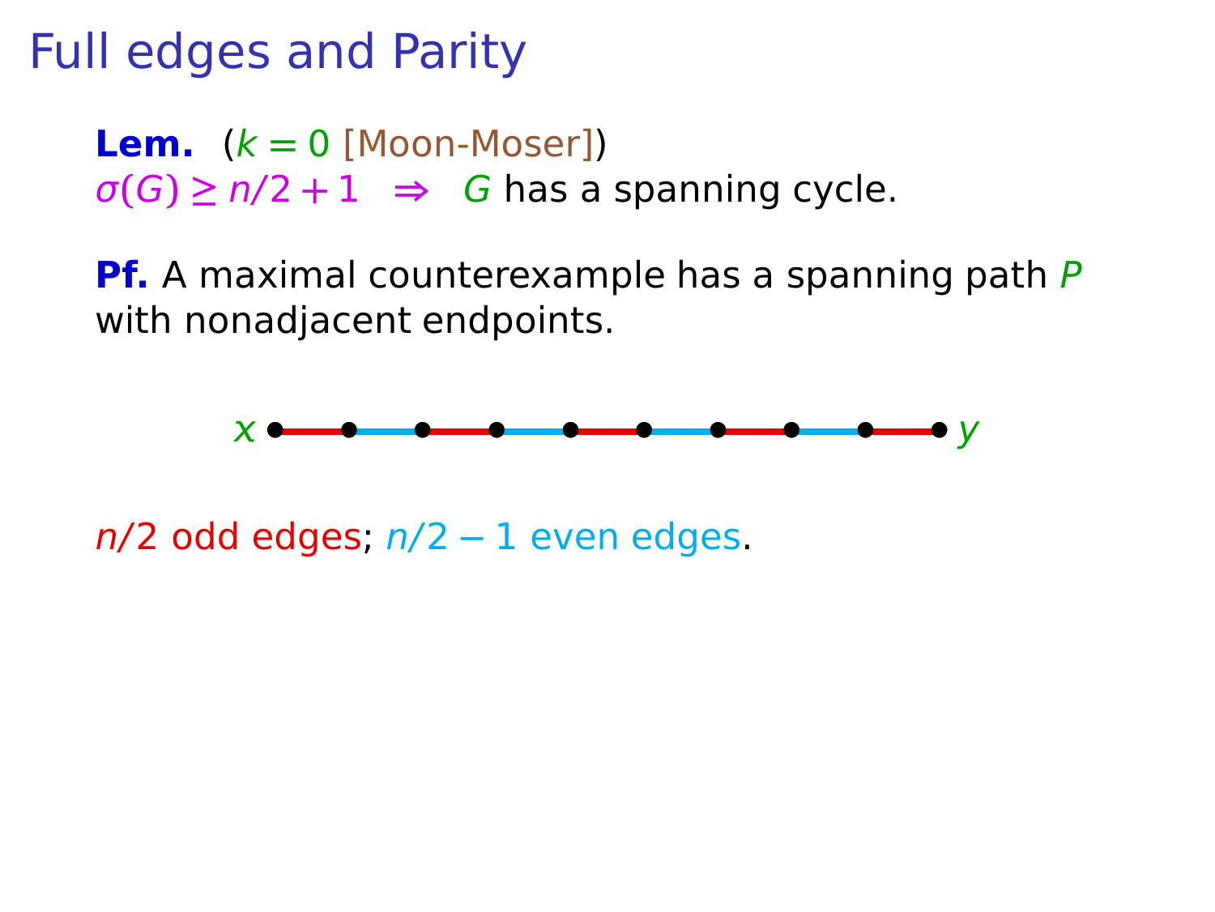# Full edges and Parity

**Lem.** ($k = 0$ [Moon-Moser])
$\sigma(G) \geq n/2 + 1 \;\; \Rightarrow \;\; G$ has a spanning cycle.

**Pf.** A maximal counterexample has a spanning path $P$ with nonadjacent endpoints.

$x$ ————————————— $y$

$n/2$ odd edges; $n/2 - 1$ even edges.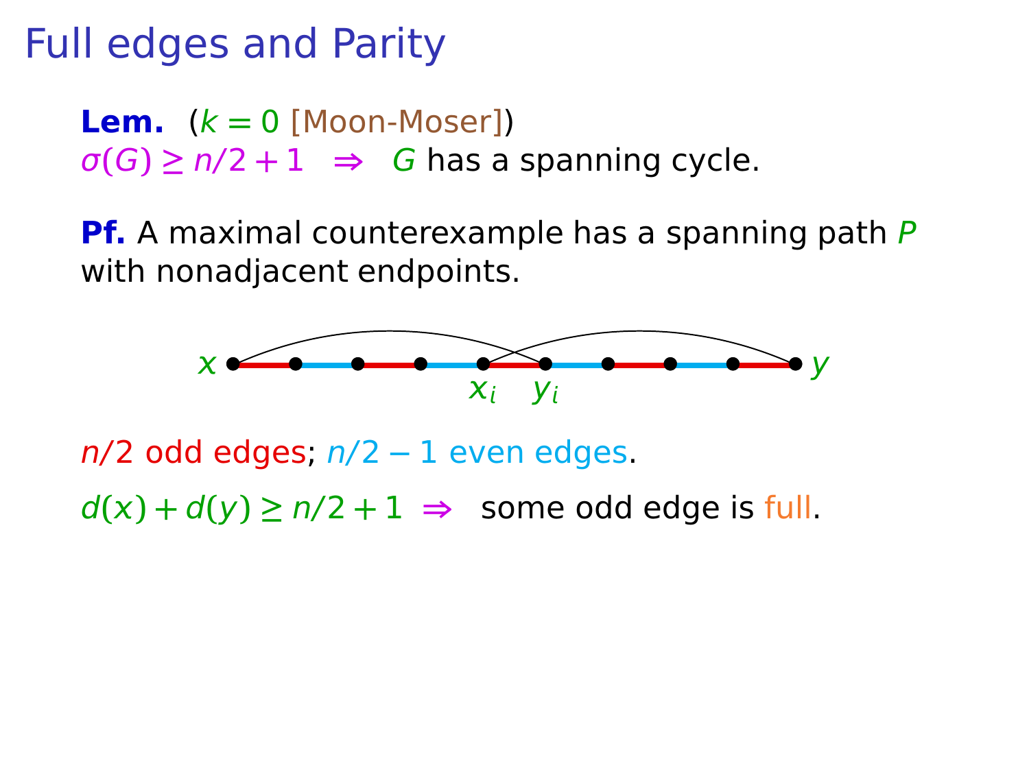# Full edges and Parity

**Lem.** ($k = 0$ [Moon-Moser])
$\sigma(G) \geq n/2 + 1 \;\Rightarrow\;$ $G$ has a spanning cycle.

**Pf.** A maximal counterexample has a spanning path $P$ with nonadjacent endpoints.

$x$ $x_i$ $y_i$ $y$

$n/2$ odd edges; $n/2 - 1$ even edges.

$d(x) + d(y) \geq n/2 + 1 \;\Rightarrow\;$ some odd edge is full.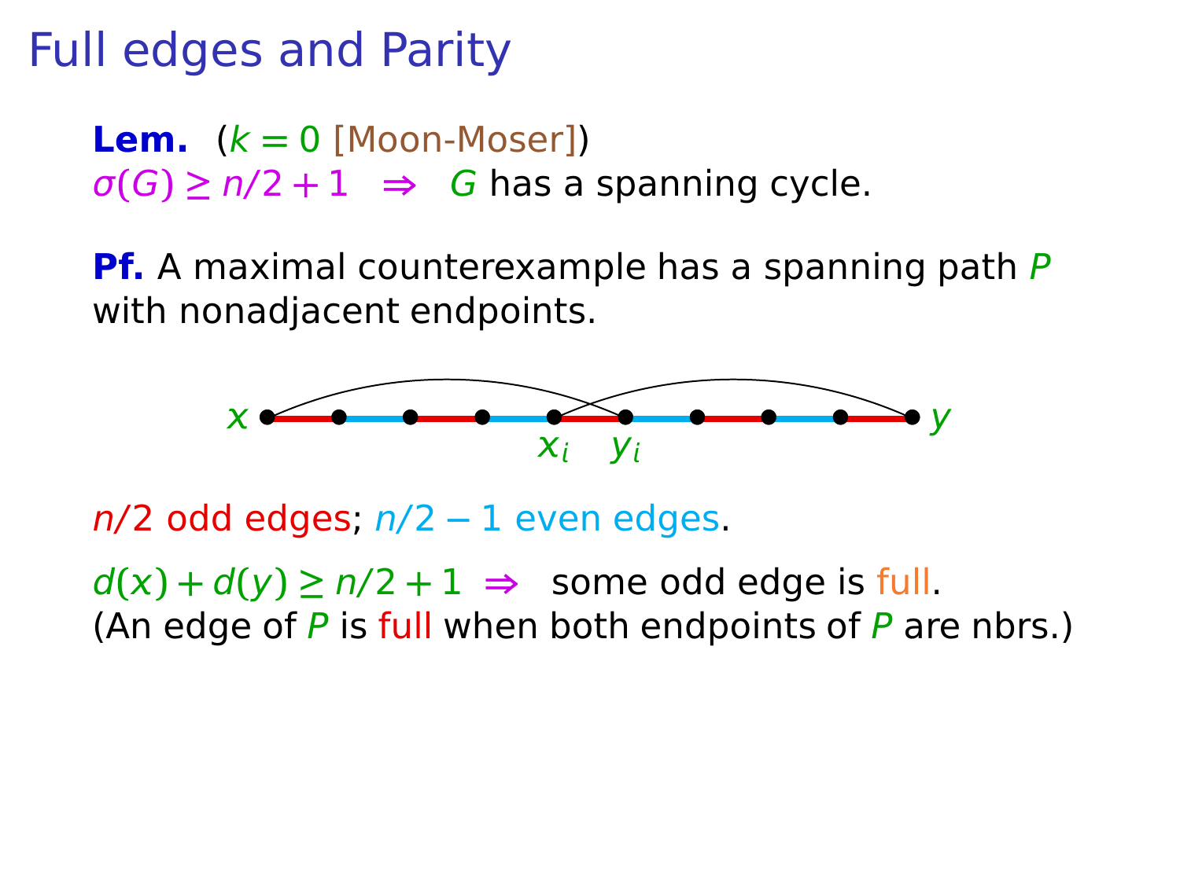# Full edges and Parity

**Lem.** ($k = 0$ [Moon-Moser])
$\sigma(G) \geq n/2 + 1 \;\Rightarrow\;$ $G$ has a spanning cycle.

**Pf.** A maximal counterexample has a spanning path $P$ with nonadjacent endpoints.

$x$ $x_i$ $y_i$ $y$

$n/2$ odd edges; $n/2 - 1$ even edges.

$d(x) + d(y) \geq n/2 + 1 \;\Rightarrow\;$ some odd edge is full.
(An edge of $P$ is full when both endpoints of $P$ are nbrs.)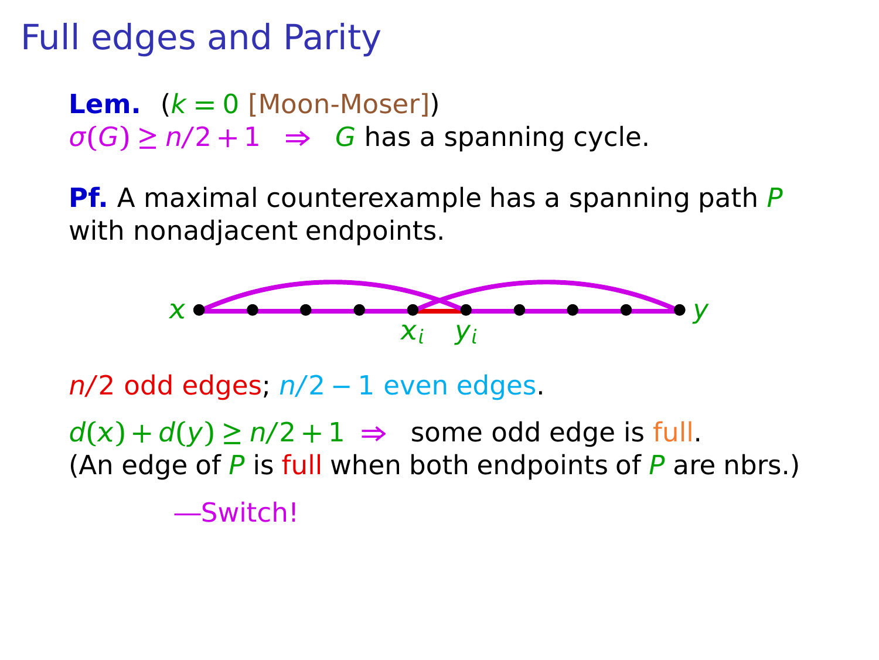# Full edges and Parity

**Lem.** ($k = 0$ [Moon-Moser])
$\sigma(G) \geq n/2 + 1 \;\Rightarrow\;$ $G$ has a spanning cycle.

**Pf.** A maximal counterexample has a spanning path $P$ with nonadjacent endpoints.

$x$ $x_i$ $y_i$ $y$

$n/2$ odd edges; $n/2 - 1$ even edges.

$d(x) + d(y) \geq n/2 + 1 \;\Rightarrow\;$ some odd edge is full.
(An edge of $P$ is full when both endpoints of $P$ are nbrs.)

—Switch!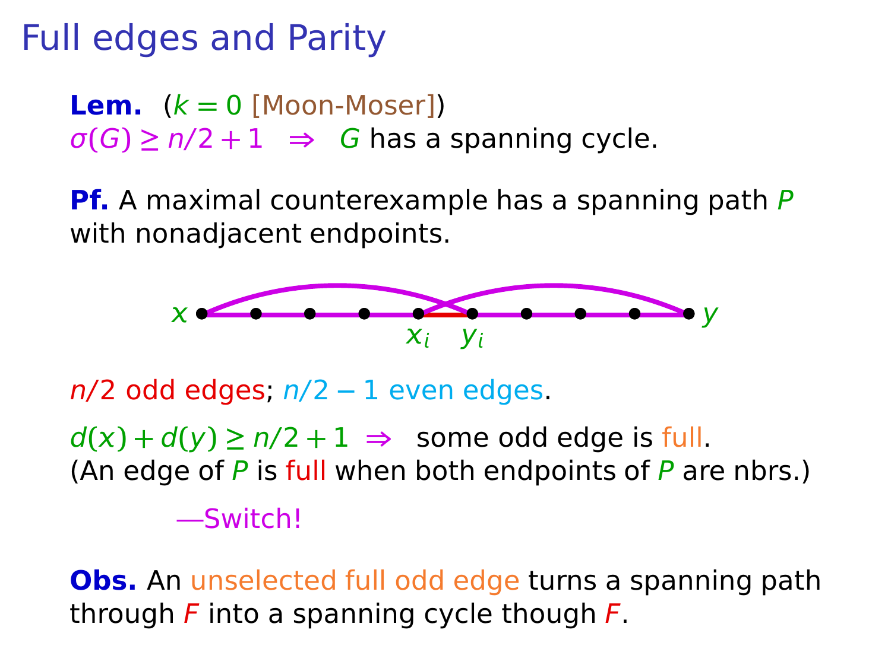# Full edges and Parity

**Lem.** ($k = 0$ [Moon-Moser])
$\sigma(G) \geq n/2 + 1 \;\Rightarrow\;$ $G$ has a spanning cycle.

**Pf.** A maximal counterexample has a spanning path $P$ with nonadjacent endpoints.

$n/2$ odd edges; $n/2 - 1$ even edges.

$d(x) + d(y) \geq n/2 + 1 \;\Rightarrow\;$ some odd edge is full.
(An edge of $P$ is full when both endpoints of $P$ are nbrs.)

—Switch!

**Obs.** An unselected full odd edge turns a spanning path through $F$ into a spanning cycle though $F$.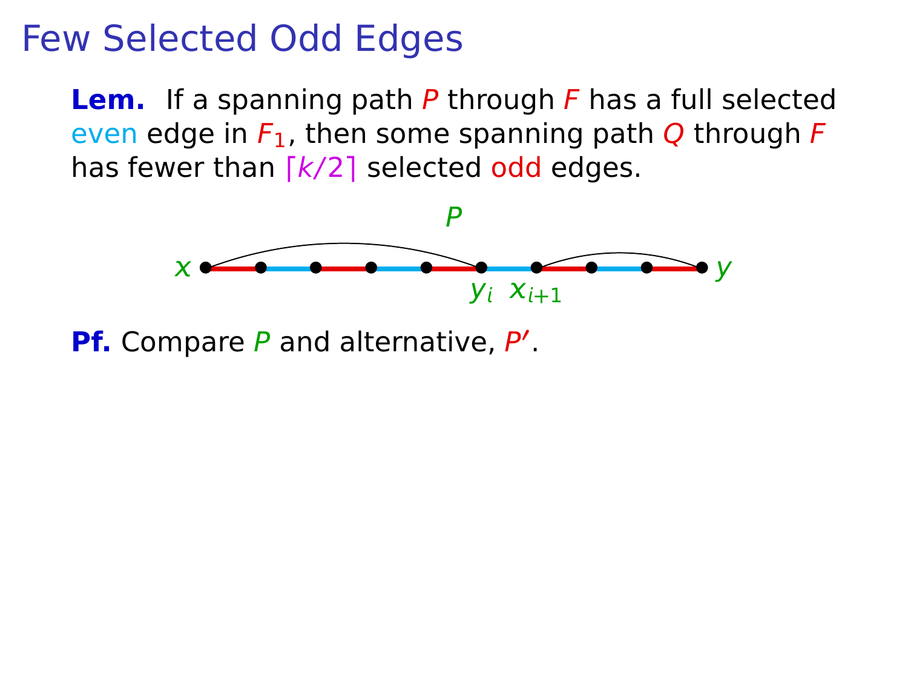# Few Selected Odd Edges

**Lem.** If a spanning path $P$ through $F$ has a full selected even edge in $F_1$, then some spanning path $Q$ through $F$ has fewer than $\lceil k/2 \rceil$ selected odd edges.

$P$

$x$ $y_i$ $x_{i+1}$ $y$

**Pf.** Compare $P$ and alternative, $P'$.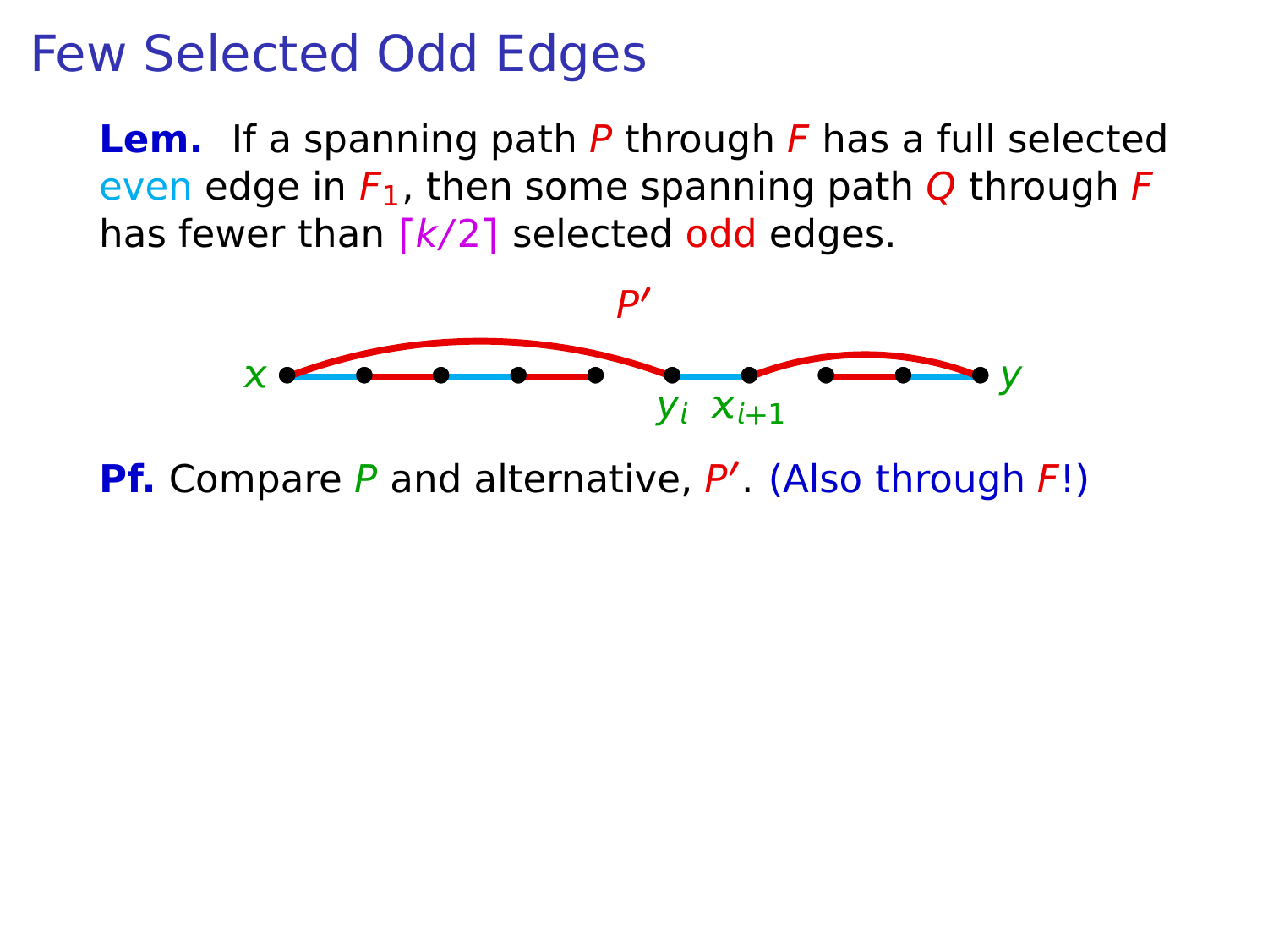# Few Selected Odd Edges

**Lem.** If a spanning path $P$ through $F$ has a full selected even edge in $F_1$, then some spanning path $Q$ through $F$ has fewer than $\lceil k/2 \rceil$ selected odd edges.

**Pf.** Compare $P$ and alternative, $P'$. (Also through $F$!)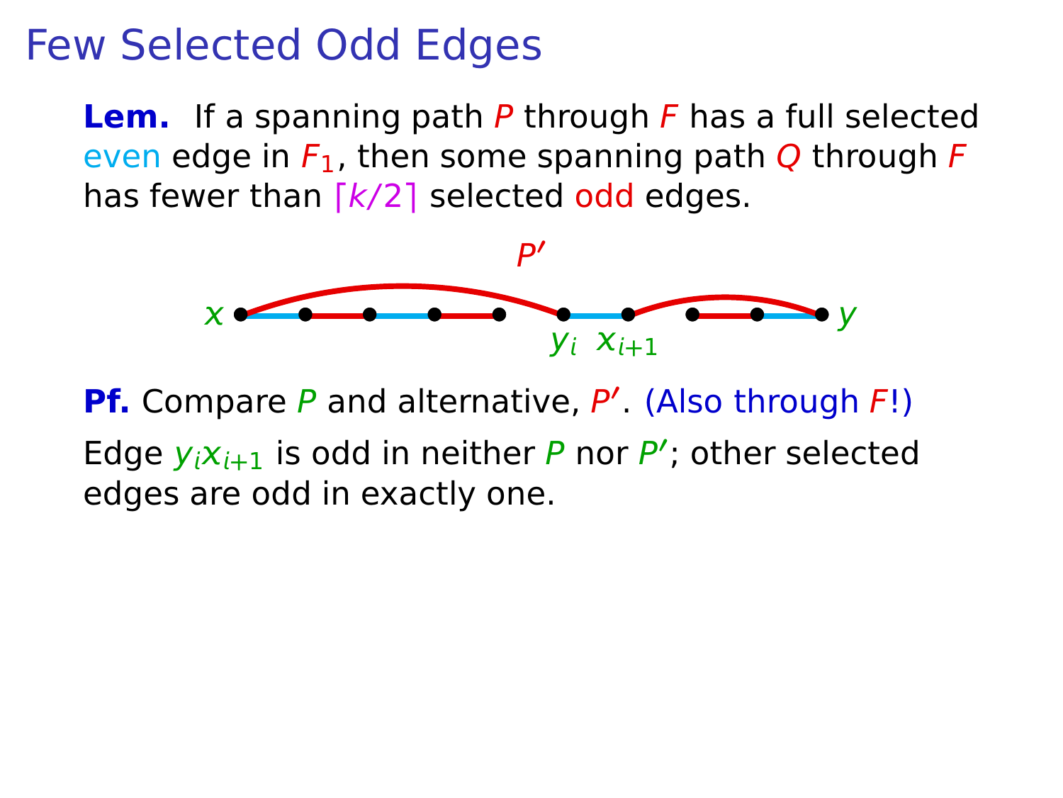# Few Selected Odd Edges

**Lem.** If a spanning path $P$ through $F$ has a full selected even edge in $F_1$, then some spanning path $Q$ through $F$ has fewer than $\lceil k/2 \rceil$ selected odd edges.

$P'$

$x$ $y_i$ $x_{i+1}$ $y$

**Pf.** Compare $P$ and alternative, $P'$. (Also through $F$!)

Edge $y_i x_{i+1}$ is odd in neither $P$ nor $P'$; other selected edges are odd in exactly one.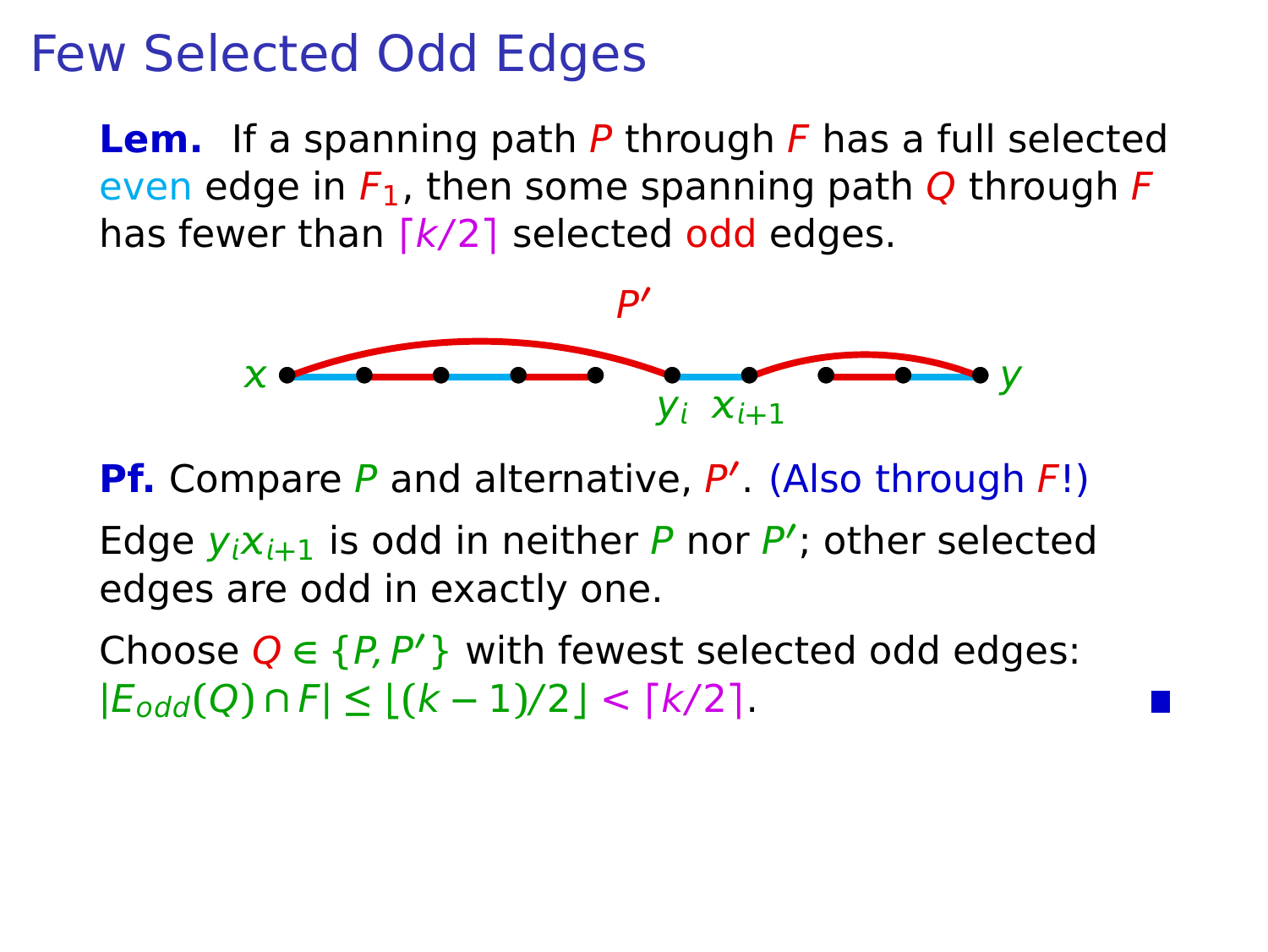# Few Selected Odd Edges

**Lem.** If a spanning path $P$ through $F$ has a full selected even edge in $F_1$, then some spanning path $Q$ through $F$ has fewer than $\lceil k/2 \rceil$ selected odd edges.

$P'$

$x$ $y_i$ $x_{i+1}$ $y$

**Pf.** Compare $P$ and alternative, $P'$. (Also through $F$!)

Edge $y_i x_{i+1}$ is odd in neither $P$ nor $P'$; other selected edges are odd in exactly one.

Choose $Q \in \{P, P'\}$ with fewest selected odd edges:
$|E_{odd}(Q) \cap F| \leq \lfloor (k-1)/2 \rfloor < \lceil k/2 \rceil$. ∎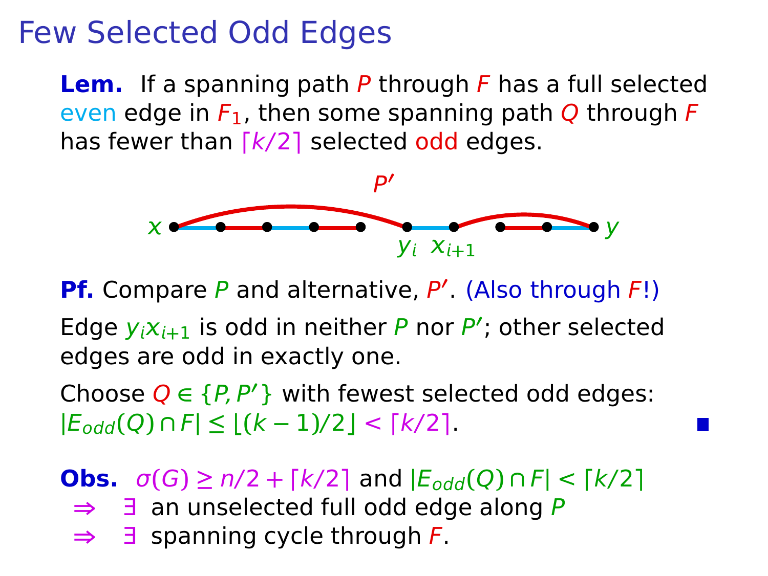# Few Selected Odd Edges

**Lem.** If a spanning path $P$ through $F$ has a full selected even edge in $F_1$, then some spanning path $Q$ through $F$ has fewer than $\lceil k/2 \rceil$ selected odd edges.

$P'$

$x$ $\quad y_i \quad x_{i+1} \quad y$

**Pf.** Compare $P$ and alternative, $P'$. (Also through $F$!)

Edge $y_i x_{i+1}$ is odd in neither $P$ nor $P'$; other selected edges are odd in exactly one.

Choose $Q \in \{P, P'\}$ with fewest selected odd edges: $|E_{odd}(Q) \cap F| \le \lfloor (k-1)/2 \rfloor < \lceil k/2 \rceil$. ■

**Obs.** $\sigma(G) \ge n/2 + \lceil k/2 \rceil$ and $|E_{odd}(Q) \cap F| < \lceil k/2 \rceil$

$\Rightarrow$ $\exists$ an unselected full odd edge along $P$

$\Rightarrow$ $\exists$ spanning cycle through $F$.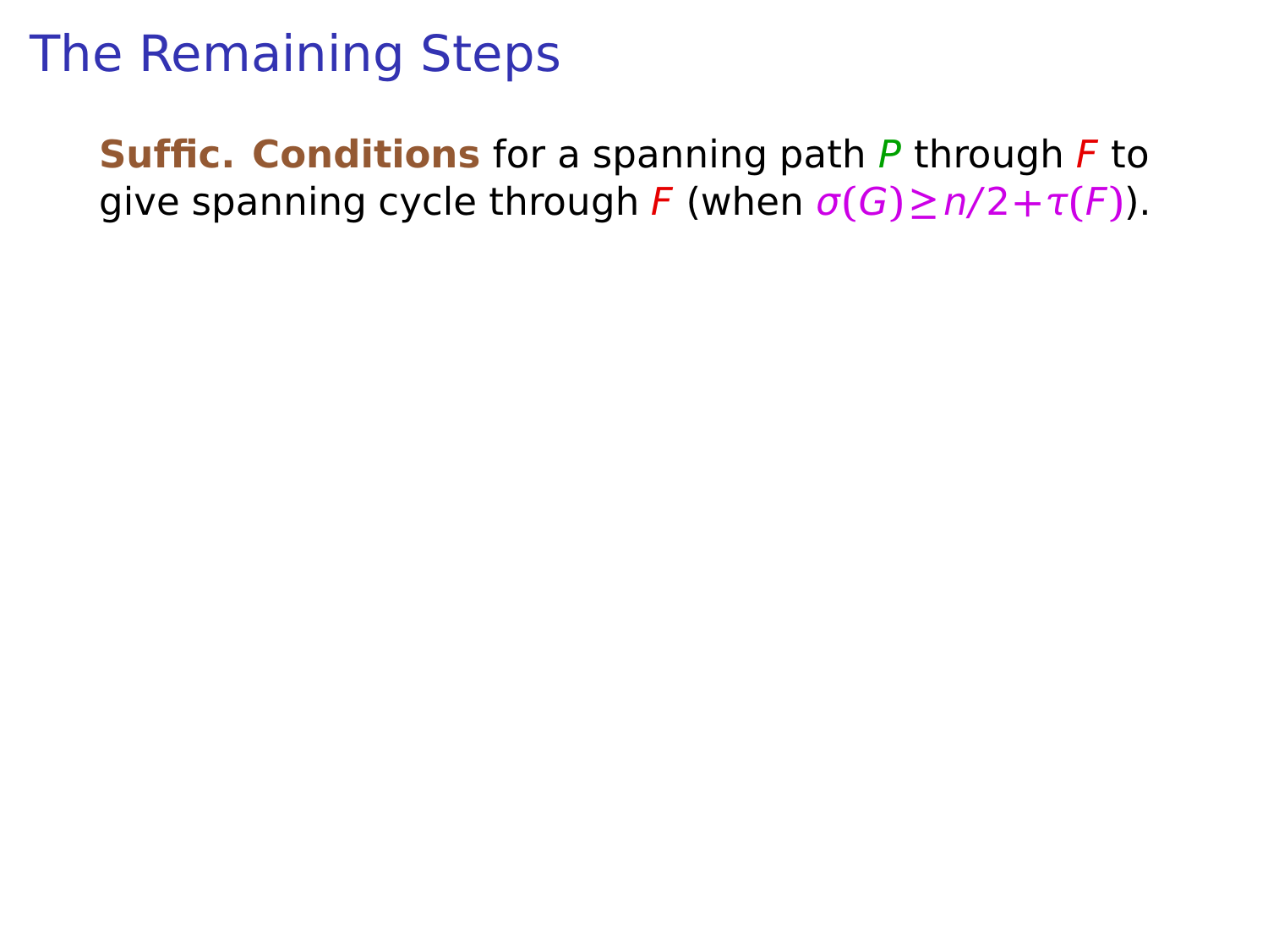# The Remaining Steps

**Suffic. Conditions** for a spanning path $P$ through $F$ to give spanning cycle through $F$ (when $\sigma(G) \geq n/2 + \tau(F)$).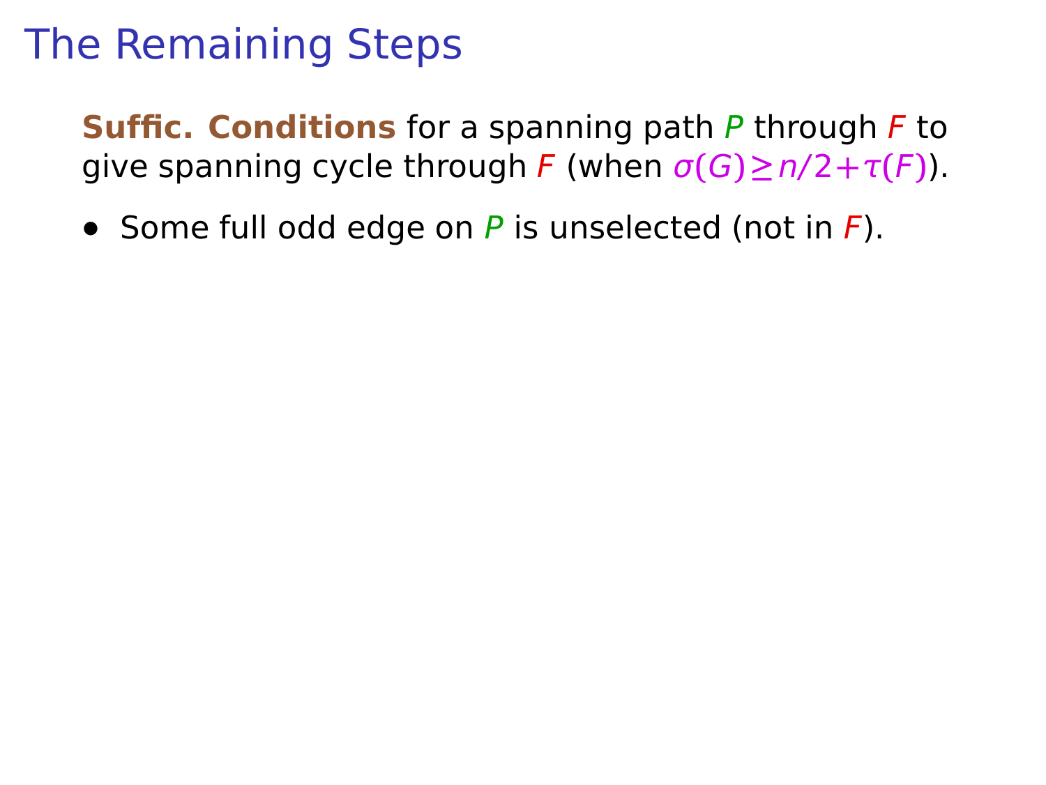# The Remaining Steps

**Suffic. Conditions** for a spanning path $P$ through $F$ to give spanning cycle through $F$ (when $\sigma(G) \geq n/2 + \tau(F)$).

- Some full odd edge on $P$ is unselected (not in $F$).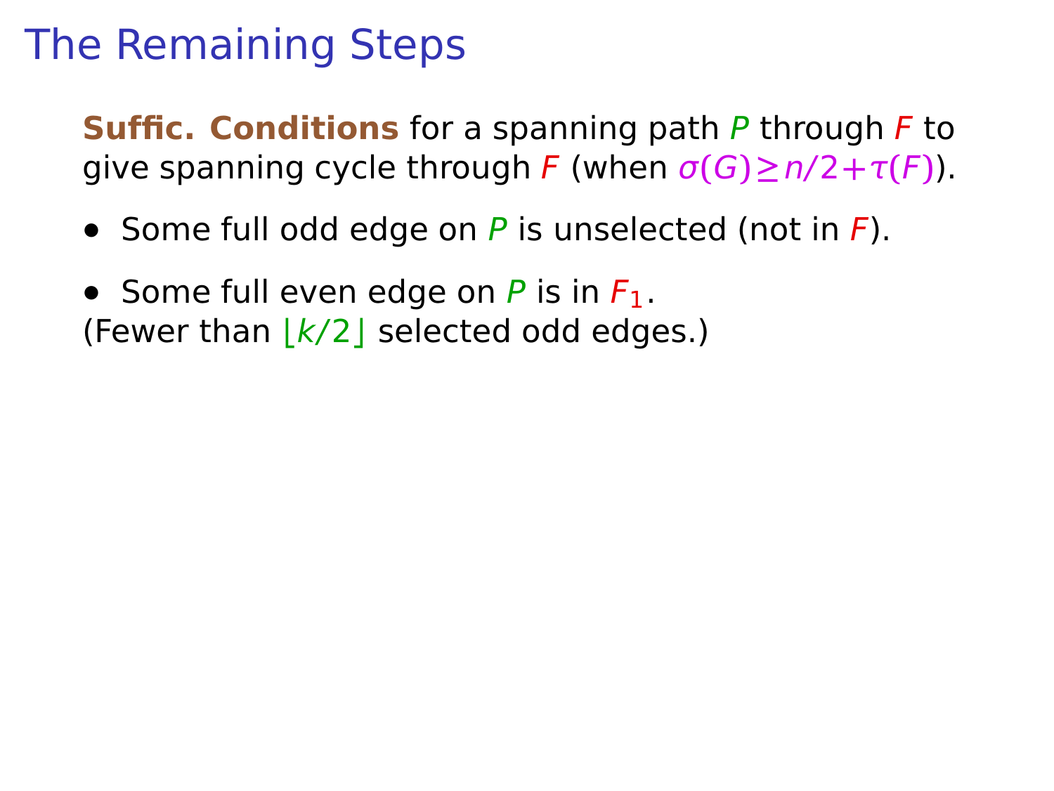# The Remaining Steps

**Suffic. Conditions** for a spanning path $P$ through $F$ to give spanning cycle through $F$ (when $\sigma(G) \geq n/2 + \tau(F)$).

- Some full odd edge on $P$ is unselected (not in $F$).

- Some full even edge on $P$ is in $F_1$.

(Fewer than $\lfloor k/2 \rfloor$ selected odd edges.)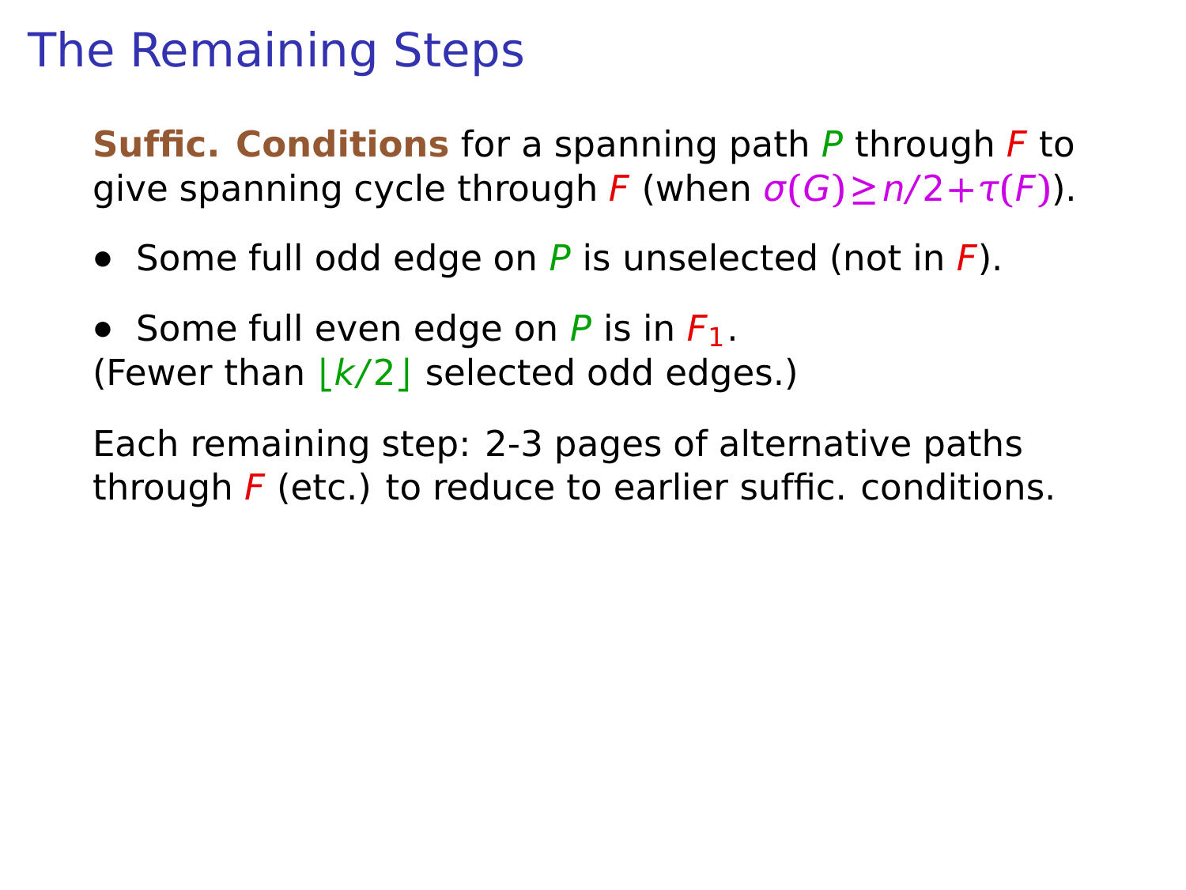# The Remaining Steps

**Suffic. Conditions** for a spanning path $P$ through $F$ to give spanning cycle through $F$ (when $\sigma(G) \geq n/2 + \tau(F)$).

- Some full odd edge on $P$ is unselected (not in $F$).

- Some full even edge on $P$ is in $F_1$.

(Fewer than $\lfloor k/2 \rfloor$ selected odd edges.)

Each remaining step: 2-3 pages of alternative paths through $F$ (etc.) to reduce to earlier suffic. conditions.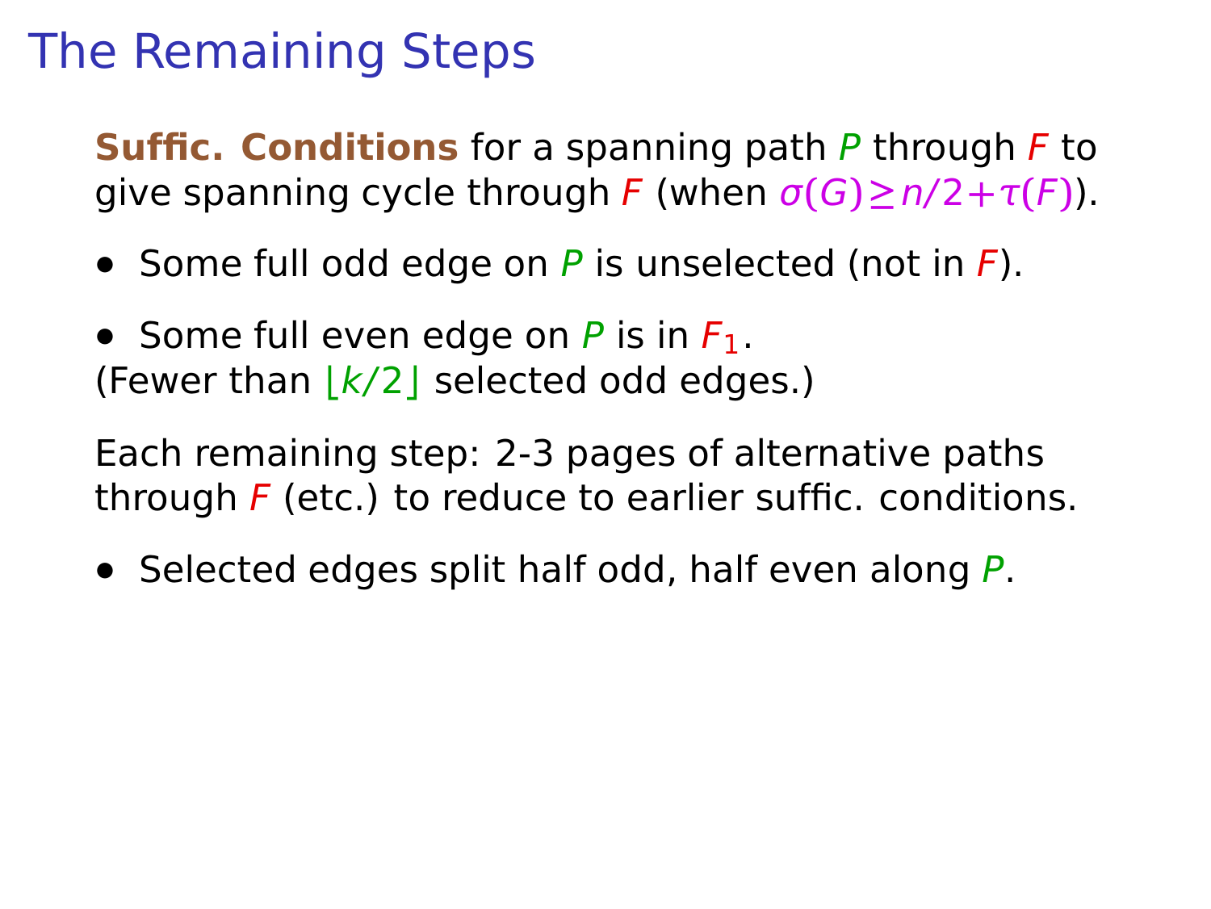# The Remaining Steps

**Suffic. Conditions** for a spanning path $P$ through $F$ to give spanning cycle through $F$ (when $\sigma(G) \geq n/2 + \tau(F)$).

- Some full odd edge on $P$ is unselected (not in $F$).

- Some full even edge on $P$ is in $F_1$.

(Fewer than $\lfloor k/2 \rfloor$ selected odd edges.)

Each remaining step: 2-3 pages of alternative paths through $F$ (etc.) to reduce to earlier suffic. conditions.

- Selected edges split half odd, half even along $P$.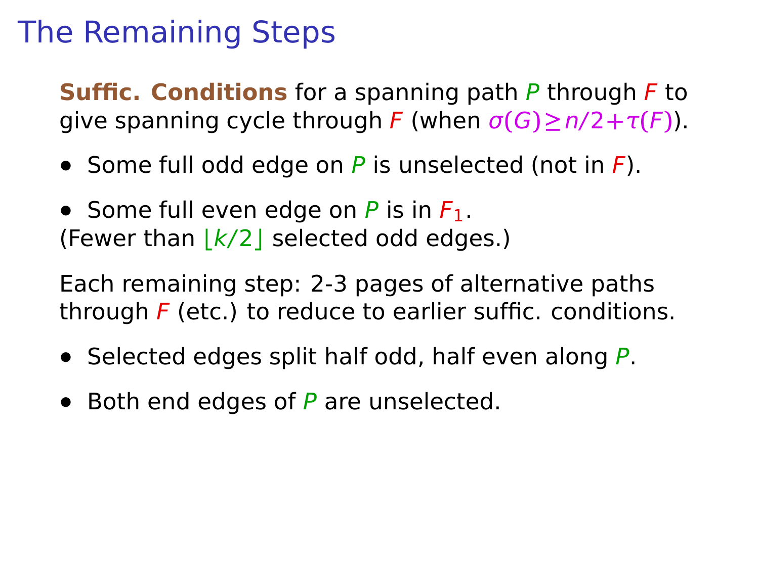# The Remaining Steps

**Suffic. Conditions** for a spanning path $P$ through $F$ to give spanning cycle through $F$ (when $\sigma(G) \geq n/2 + \tau(F)$).

- Some full odd edge on $P$ is unselected (not in $F$).

- Some full even edge on $P$ is in $F_1$.

(Fewer than $\lfloor k/2 \rfloor$ selected odd edges.)

Each remaining step: 2-3 pages of alternative paths through $F$ (etc.) to reduce to earlier suffic. conditions.

- Selected edges split half odd, half even along $P$.

- Both end edges of $P$ are unselected.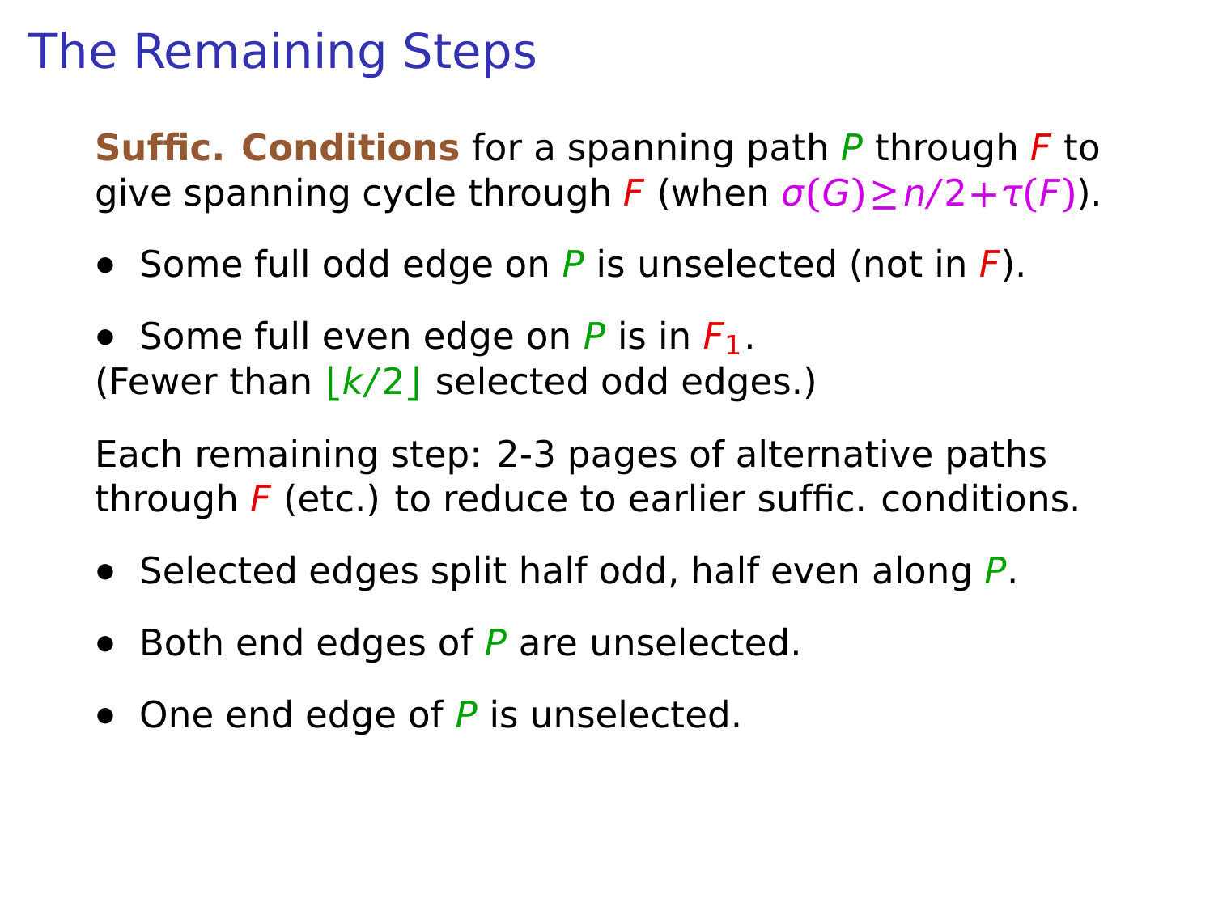# The Remaining Steps

**Suffic. Conditions** for a spanning path $P$ through $F$ to give spanning cycle through $F$ (when $\sigma(G) \geq n/2 + \tau(F)$).

- Some full odd edge on $P$ is unselected (not in $F$).

- Some full even edge on $P$ is in $F_1$.

(Fewer than $\lfloor k/2 \rfloor$ selected odd edges.)

Each remaining step: 2-3 pages of alternative paths through $F$ (etc.) to reduce to earlier suffic. conditions.

- Selected edges split half odd, half even along $P$.

- Both end edges of $P$ are unselected.

- One end edge of $P$ is unselected.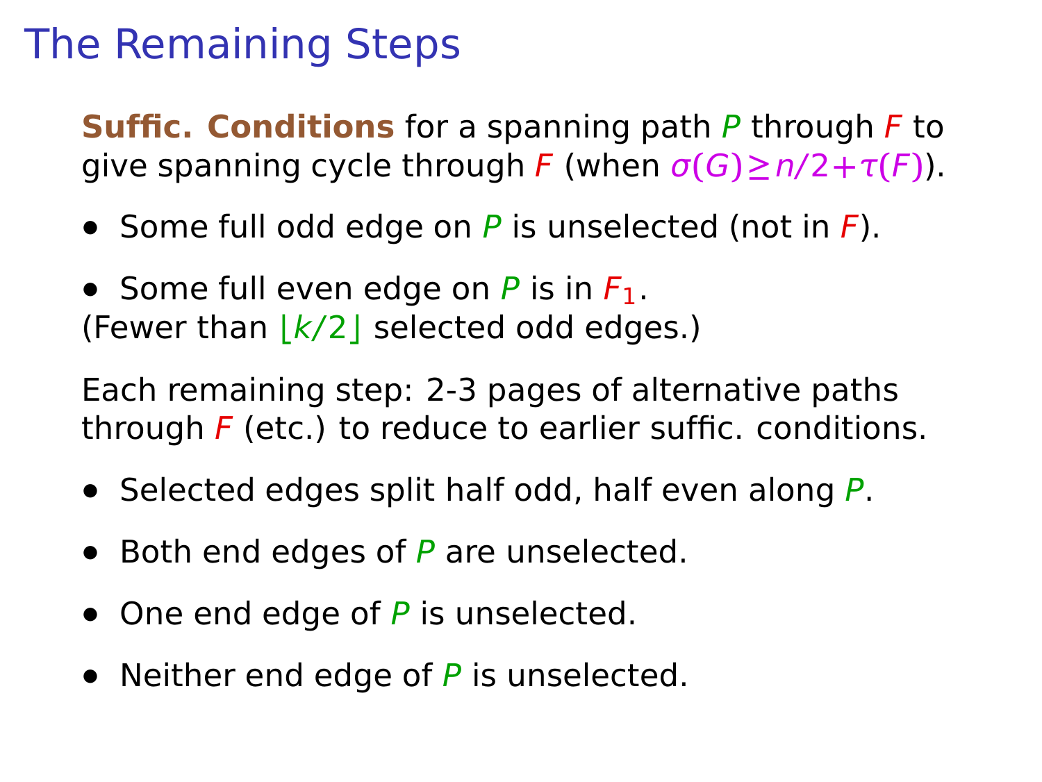# The Remaining Steps

**Suffic. Conditions** for a spanning path $P$ through $F$ to give spanning cycle through $F$ (when $\sigma(G) \geq n/2 + \tau(F)$).

- Some full odd edge on $P$ is unselected (not in $F$).
- Some full even edge on $P$ is in $F_1$.

(Fewer than $\lfloor k/2 \rfloor$ selected odd edges.)

Each remaining step: 2-3 pages of alternative paths through $F$ (etc.) to reduce to earlier suffic. conditions.

- Selected edges split half odd, half even along $P$.
- Both end edges of $P$ are unselected.
- One end edge of $P$ is unselected.
- Neither end edge of $P$ is unselected.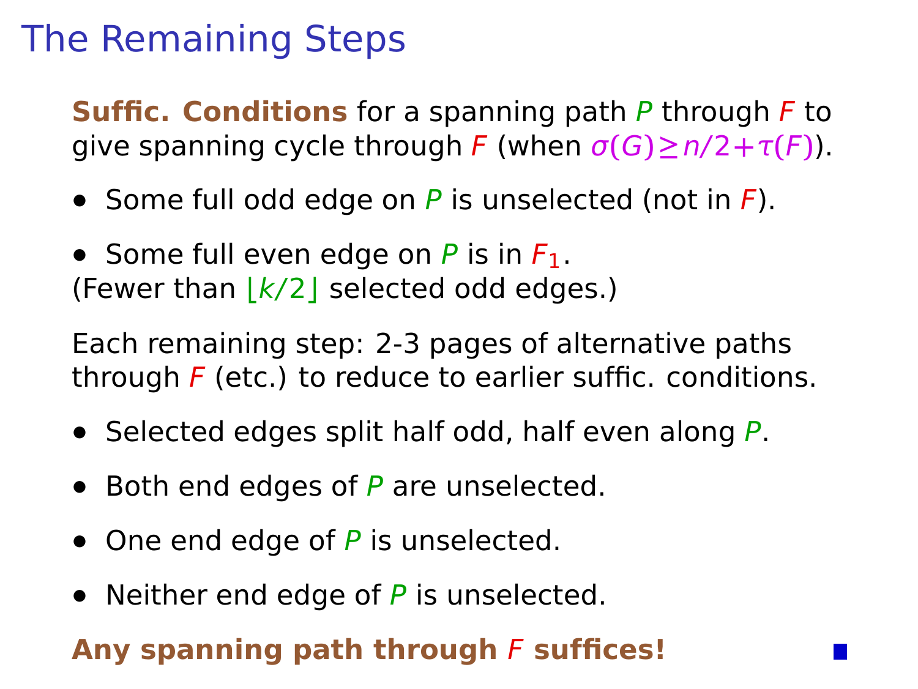# The Remaining Steps

**Suffic. Conditions** for a spanning path $P$ through $F$ to give spanning cycle through $F$ (when $\sigma(G) \geq n/2 + \tau(F)$).

- Some full odd edge on $P$ is unselected (not in $F$).

- Some full even edge on $P$ is in $F_1$.

(Fewer than $\lfloor k/2 \rfloor$ selected odd edges.)

Each remaining step: 2-3 pages of alternative paths through $F$ (etc.) to reduce to earlier suffic. conditions.

- Selected edges split half odd, half even along $P$.

- Both end edges of $P$ are unselected.

- One end edge of $P$ is unselected.

- Neither end edge of $P$ is unselected.

**Any spanning path through $F$ suffices!** ■